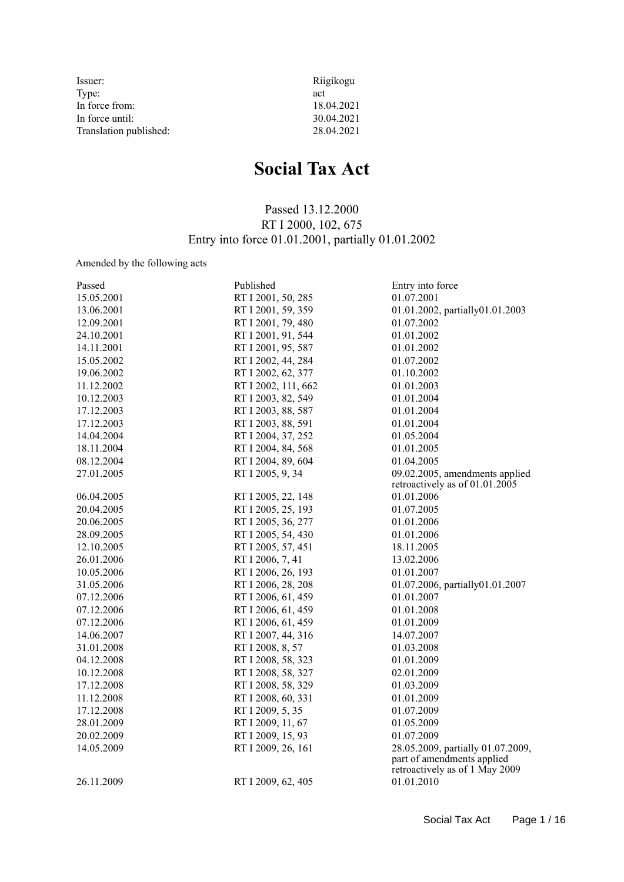| | |
|---|---|
| Issuer: | Riigikogu |
| Type: | act |
| In force from: | 18.04.2021 |
| In force until: | 30.04.2021 |
| Translation published: | 28.04.2021 |

# Social Tax Act

Passed 13.12.2000
RT I 2000, 102, 675
Entry into force 01.01.2001, partially 01.01.2002

Amended by the following acts

| Passed | Published | Entry into force |
|---|---|---|
| 15.05.2001 | RT I 2001, 50, 285 | 01.07.2001 |
| 13.06.2001 | RT I 2001, 59, 359 | 01.01.2002, partially01.01.2003 |
| 12.09.2001 | RT I 2001, 79, 480 | 01.07.2002 |
| 24.10.2001 | RT I 2001, 91, 544 | 01.01.2002 |
| 14.11.2001 | RT I 2001, 95, 587 | 01.01.2002 |
| 15.05.2002 | RT I 2002, 44, 284 | 01.07.2002 |
| 19.06.2002 | RT I 2002, 62, 377 | 01.10.2002 |
| 11.12.2002 | RT I 2002, 111, 662 | 01.01.2003 |
| 10.12.2003 | RT I 2003, 82, 549 | 01.01.2004 |
| 17.12.2003 | RT I 2003, 88, 587 | 01.01.2004 |
| 17.12.2003 | RT I 2003, 88, 591 | 01.01.2004 |
| 14.04.2004 | RT I 2004, 37, 252 | 01.05.2004 |
| 18.11.2004 | RT I 2004, 84, 568 | 01.01.2005 |
| 08.12.2004 | RT I 2004, 89, 604 | 01.04.2005 |
| 27.01.2005 | RT I 2005, 9, 34 | 09.02.2005, amendments applied retroactively as of 01.01.2005 |
| 06.04.2005 | RT I 2005, 22, 148 | 01.01.2006 |
| 20.04.2005 | RT I 2005, 25, 193 | 01.07.2005 |
| 20.06.2005 | RT I 2005, 36, 277 | 01.01.2006 |
| 28.09.2005 | RT I 2005, 54, 430 | 01.01.2006 |
| 12.10.2005 | RT I 2005, 57, 451 | 18.11.2005 |
| 26.01.2006 | RT I 2006, 7, 41 | 13.02.2006 |
| 10.05.2006 | RT I 2006, 26, 193 | 01.01.2007 |
| 31.05.2006 | RT I 2006, 28, 208 | 01.07.2006, partially01.01.2007 |
| 07.12.2006 | RT I 2006, 61, 459 | 01.01.2007 |
| 07.12.2006 | RT I 2006, 61, 459 | 01.01.2008 |
| 07.12.2006 | RT I 2006, 61, 459 | 01.01.2009 |
| 14.06.2007 | RT I 2007, 44, 316 | 14.07.2007 |
| 31.01.2008 | RT I 2008, 8, 57 | 01.03.2008 |
| 04.12.2008 | RT I 2008, 58, 323 | 01.01.2009 |
| 10.12.2008 | RT I 2008, 58, 327 | 02.01.2009 |
| 17.12.2008 | RT I 2008, 58, 329 | 01.03.2009 |
| 11.12.2008 | RT I 2008, 60, 331 | 01.01.2009 |
| 17.12.2008 | RT I 2009, 5, 35 | 01.07.2009 |
| 28.01.2009 | RT I 2009, 11, 67 | 01.05.2009 |
| 20.02.2009 | RT I 2009, 15, 93 | 01.07.2009 |
| 14.05.2009 | RT I 2009, 26, 161 | 28.05.2009, partially 01.07.2009, part of amendments applied retroactively as of 1 May 2009 |
| 26.11.2009 | RT I 2009, 62, 405 | 01.01.2010 |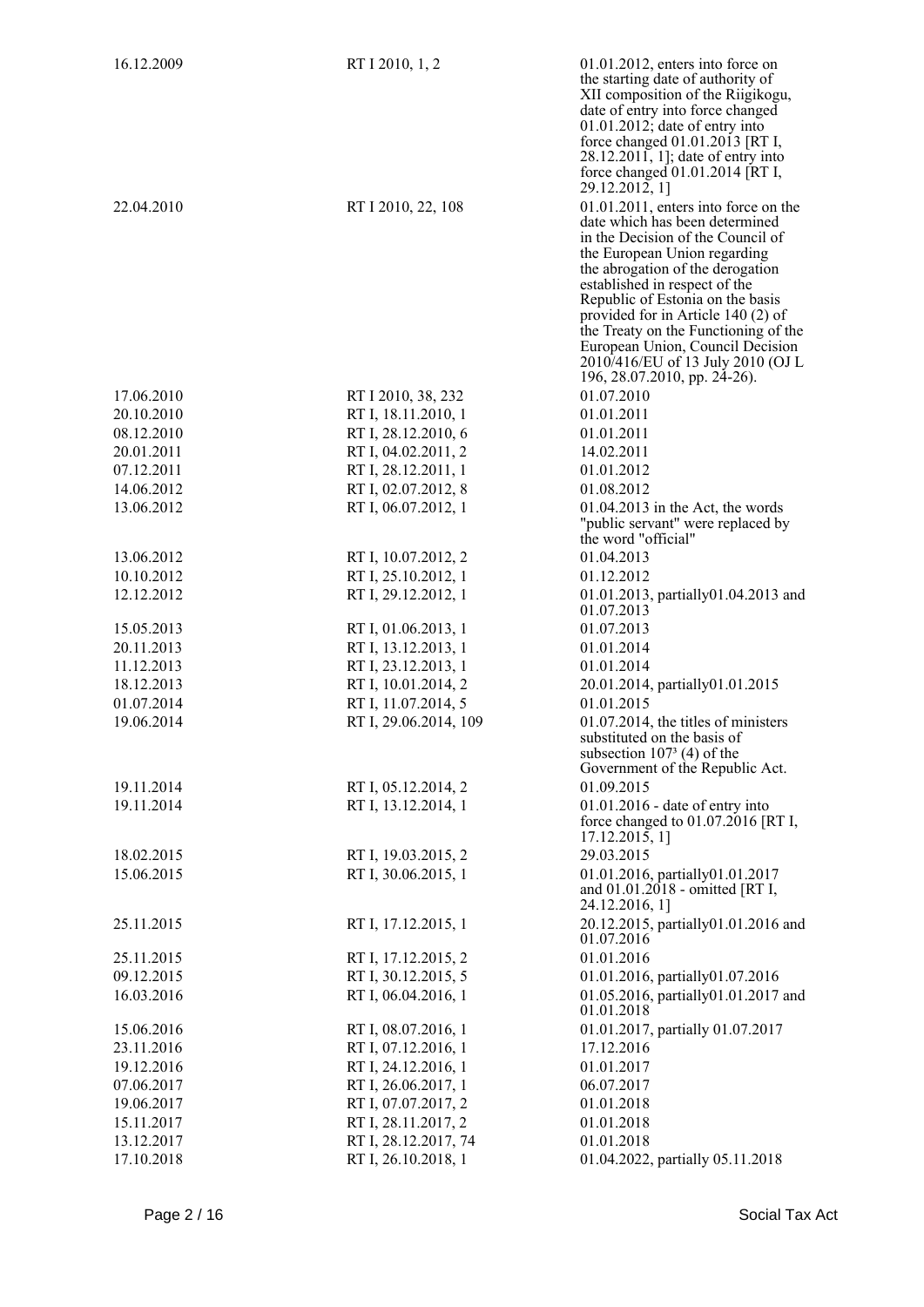| | | |
|---|---|---|
| 16.12.2009 | RT I 2010, 1, 2 | 01.01.2012, enters into force on the starting date of authority of XII composition of the Riigikogu, date of entry into force changed 01.01.2012; date of entry into force changed 01.01.2013 [RT I, 28.12.2011, 1]; date of entry into force changed 01.01.2014 [RT I, 29.12.2012, 1] |
| 22.04.2010 | RT I 2010, 22, 108 | 01.01.2011, enters into force on the date which has been determined in the Decision of the Council of the European Union regarding the abrogation of the derogation established in respect of the Republic of Estonia on the basis provided for in Article 140 (2) of the Treaty on the Functioning of the European Union, Council Decision 2010/416/EU of 13 July 2010 (OJ L 196, 28.07.2010, pp. 24-26). |
| 17.06.2010 | RT I 2010, 38, 232 | 01.07.2010 |
| 20.10.2010 | RT I, 18.11.2010, 1 | 01.01.2011 |
| 08.12.2010 | RT I, 28.12.2010, 6 | 01.01.2011 |
| 20.01.2011 | RT I, 04.02.2011, 2 | 14.02.2011 |
| 07.12.2011 | RT I, 28.12.2011, 1 | 01.01.2012 |
| 14.06.2012 | RT I, 02.07.2012, 8 | 01.08.2012 |
| 13.06.2012 | RT I, 06.07.2012, 1 | 01.04.2013 in the Act, the words "public servant" were replaced by the word "official" |
| 13.06.2012 | RT I, 10.07.2012, 2 | 01.04.2013 |
| 10.10.2012 | RT I, 25.10.2012, 1 | 01.12.2012 |
| 12.12.2012 | RT I, 29.12.2012, 1 | 01.01.2013, partially01.04.2013 and 01.07.2013 |
| 15.05.2013 | RT I, 01.06.2013, 1 | 01.07.2013 |
| 20.11.2013 | RT I, 13.12.2013, 1 | 01.01.2014 |
| 11.12.2013 | RT I, 23.12.2013, 1 | 01.01.2014 |
| 18.12.2013 | RT I, 10.01.2014, 2 | 20.01.2014, partially01.01.2015 |
| 01.07.2014 | RT I, 11.07.2014, 5 | 01.01.2015 |
| 19.06.2014 | RT I, 29.06.2014, 109 | 01.07.2014, the titles of ministers substituted on the basis of subsection 107³ (4) of the Government of the Republic Act. |
| 19.11.2014 | RT I, 05.12.2014, 2 | 01.09.2015 |
| 19.11.2014 | RT I, 13.12.2014, 1 | 01.01.2016 - date of entry into force changed to 01.07.2016 [RT I, 17.12.2015, 1] |
| 18.02.2015 | RT I, 19.03.2015, 2 | 29.03.2015 |
| 15.06.2015 | RT I, 30.06.2015, 1 | 01.01.2016, partially01.01.2017 and 01.01.2018 - omitted [RT I, 24.12.2016, 1] |
| 25.11.2015 | RT I, 17.12.2015, 1 | 20.12.2015, partially01.01.2016 and 01.07.2016 |
| 25.11.2015 | RT I, 17.12.2015, 2 | 01.01.2016 |
| 09.12.2015 | RT I, 30.12.2015, 5 | 01.01.2016, partially01.07.2016 |
| 16.03.2016 | RT I, 06.04.2016, 1 | 01.05.2016, partially01.01.2017 and 01.01.2018 |
| 15.06.2016 | RT I, 08.07.2016, 1 | 01.01.2017, partially 01.07.2017 |
| 23.11.2016 | RT I, 07.12.2016, 1 | 17.12.2016 |
| 19.12.2016 | RT I, 24.12.2016, 1 | 01.01.2017 |
| 07.06.2017 | RT I, 26.06.2017, 1 | 06.07.2017 |
| 19.06.2017 | RT I, 07.07.2017, 2 | 01.01.2018 |
| 15.11.2017 | RT I, 28.11.2017, 2 | 01.01.2018 |
| 13.12.2017 | RT I, 28.12.2017, 74 | 01.01.2018 |
| 17.10.2018 | RT I, 26.10.2018, 1 | 01.04.2022, partially 05.11.2018 |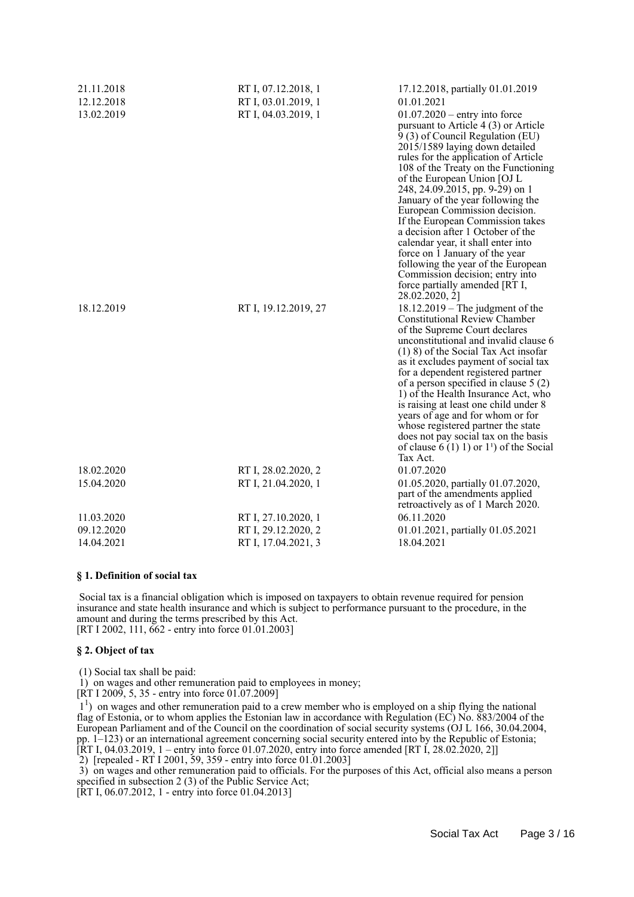| | | |
|---|---|---|
| 21.11.2018 | RT I, 07.12.2018, 1 | 17.12.2018, partially 01.01.2019 |
| 12.12.2018 | RT I, 03.01.2019, 1 | 01.01.2021 |
| 13.02.2019 | RT I, 04.03.2019, 1 | 01.07.2020 – entry into force pursuant to Article 4 (3) or Article 9 (3) of Council Regulation (EU) 2015/1589 laying down detailed rules for the application of Article 108 of the Treaty on the Functioning of the European Union [OJ L 248, 24.09.2015, pp. 9-29) on 1 January of the year following the European Commission decision. If the European Commission takes a decision after 1 October of the calendar year, it shall enter into force on 1 January of the year following the year of the European Commission decision; entry into force partially amended [RT I, 28.02.2020, 2] |
| 18.12.2019 | RT I, 19.12.2019, 27 | 18.12.2019 – The judgment of the Constitutional Review Chamber of the Supreme Court declares unconstitutional and invalid clause 6 (1) 8) of the Social Tax Act insofar as it excludes payment of social tax for a dependent registered partner of a person specified in clause 5 (2) 1) of the Health Insurance Act, who is raising at least one child under 8 years of age and for whom or for whose registered partner the state does not pay social tax on the basis of clause 6 (1) 1) or 1[1]) of the Social Tax Act. |
| 18.02.2020 | RT I, 28.02.2020, 2 | 01.07.2020 |
| 15.04.2020 | RT I, 21.04.2020, 1 | 01.05.2020, partially 01.07.2020, part of the amendments applied retroactively as of 1 March 2020. |
| 11.03.2020 | RT I, 27.10.2020, 1 | 06.11.2020 |
| 09.12.2020 | RT I, 29.12.2020, 2 | 01.01.2021, partially 01.05.2021 |
| 14.04.2021 | RT I, 17.04.2021, 3 | 18.04.2021 |

### § 1. Definition of social tax

Social tax is a financial obligation which is imposed on taxpayers to obtain revenue required for pension insurance and state health insurance and which is subject to performance pursuant to the procedure, in the amount and during the terms prescribed by this Act.
[RT I 2002, 111, 662 - entry into force 01.01.2003]

### § 2. Object of tax

(1) Social tax shall be paid:
1) on wages and other remuneration paid to employees in money;
[RT I 2009, 5, 35 - entry into force 01.07.2009]
1[1]) on wages and other remuneration paid to a crew member who is employed on a ship flying the national flag of Estonia, or to whom applies the Estonian law in accordance with Regulation (EC) No. 883/2004 of the European Parliament and of the Council on the coordination of social security systems (OJ L 166, 30.04.2004, pp. 1–123) or an international agreement concerning social security entered into by the Republic of Estonia;
[RT I, 04.03.2019, 1 – entry into force 01.07.2020, entry into force amended [RT I, 28.02.2020, 2]]
2) [repealed - RT I 2001, 59, 359 - entry into force 01.01.2003]
3) on wages and other remuneration paid to officials. For the purposes of this Act, official also means a person specified in subsection 2 (3) of the Public Service Act;
[RT I, 06.07.2012, 1 - entry into force 01.04.2013]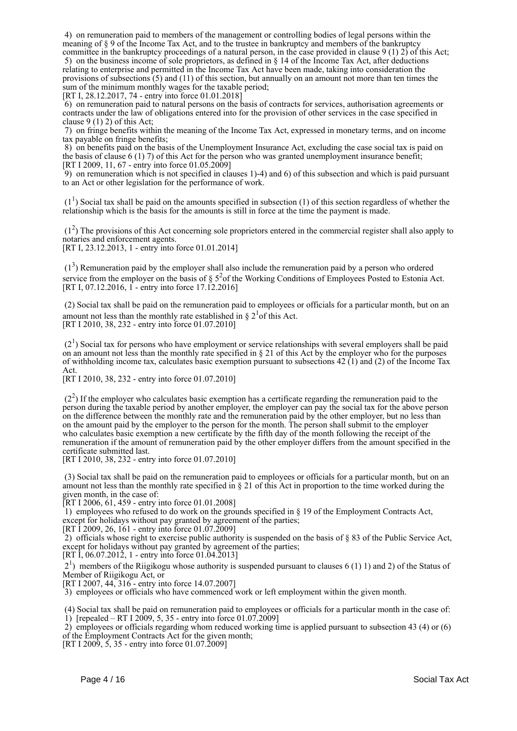4) on remuneration paid to members of the management or controlling bodies of legal persons within the meaning of § 9 of the Income Tax Act, and to the trustee in bankruptcy and members of the bankruptcy committee in the bankruptcy proceedings of a natural person, in the case provided in clause 9 (1) 2) of this Act;

5) on the business income of sole proprietors, as defined in § 14 of the Income Tax Act, after deductions relating to enterprise and permitted in the Income Tax Act have been made, taking into consideration the provisions of subsections (5) and (11) of this section, but annually on an amount not more than ten times the sum of the minimum monthly wages for the taxable period;
[RT I, 28.12.2017, 74 - entry into force 01.01.2018]

6) on remuneration paid to natural persons on the basis of contracts for services, authorisation agreements or contracts under the law of obligations entered into for the provision of other services in the case specified in clause 9 (1) 2) of this Act;

7) on fringe benefits within the meaning of the Income Tax Act, expressed in monetary terms, and on income tax payable on fringe benefits;

8) on benefits paid on the basis of the Unemployment Insurance Act, excluding the case social tax is paid on the basis of clause 6 (1) 7) of this Act for the person who was granted unemployment insurance benefit;
[RT I 2009, 11, 67 - entry into force 01.05.2009]

9) on remuneration which is not specified in clauses 1)-4) and 6) of this subsection and which is paid pursuant to an Act or other legislation for the performance of work.

($1^1$) Social tax shall be paid on the amounts specified in subsection (1) of this section regardless of whether the relationship which is the basis for the amounts is still in force at the time the payment is made.

($1^2$) The provisions of this Act concerning sole proprietors entered in the commercial register shall also apply to notaries and enforcement agents.
[RT I, 23.12.2013, 1 - entry into force 01.01.2014]

($1^3$) Remuneration paid by the employer shall also include the remuneration paid by a person who ordered service from the employer on the basis of § $5^2$of the Working Conditions of Employees Posted to Estonia Act.
[RT I, 07.12.2016, 1 - entry into force 17.12.2016]

(2) Social tax shall be paid on the remuneration paid to employees or officials for a particular month, but on an amount not less than the monthly rate established in § $2^1$of this Act.
[RT I 2010, 38, 232 - entry into force 01.07.2010]

($2^1$) Social tax for persons who have employment or service relationships with several employers shall be paid on an amount not less than the monthly rate specified in § 21 of this Act by the employer who for the purposes of withholding income tax, calculates basic exemption pursuant to subsections 42 (1) and (2) of the Income Tax Act.
[RT I 2010, 38, 232 - entry into force 01.07.2010]

($2^2$) If the employer who calculates basic exemption has a certificate regarding the remuneration paid to the person during the taxable period by another employer, the employer can pay the social tax for the above person on the difference between the monthly rate and the remuneration paid by the other employer, but no less than on the amount paid by the employer to the person for the month. The person shall submit to the employer who calculates basic exemption a new certificate by the fifth day of the month following the receipt of the remuneration if the amount of remuneration paid by the other employer differs from the amount specified in the certificate submitted last.
[RT I 2010, 38, 232 - entry into force 01.07.2010]

(3) Social tax shall be paid on the remuneration paid to employees or officials for a particular month, but on an amount not less than the monthly rate specified in § 21 of this Act in proportion to the time worked during the given month, in the case of:
[RT I 2006, 61, 459 - entry into force 01.01.2008]

1) employees who refused to do work on the grounds specified in § 19 of the Employment Contracts Act, except for holidays without pay granted by agreement of the parties;
[RT I 2009, 26, 161 - entry into force 01.07.2009]

2) officials whose right to exercise public authority is suspended on the basis of § 83 of the Public Service Act, except for holidays without pay granted by agreement of the parties;
[RT I, 06.07.2012, 1 - entry into force 01.04.2013]

$2^1$) members of the Riigikogu whose authority is suspended pursuant to clauses 6 (1) 1) and 2) of the Status of Member of Riigikogu Act, or
[RT I 2007, 44, 316 - entry into force 14.07.2007]

3) employees or officials who have commenced work or left employment within the given month.

(4) Social tax shall be paid on remuneration paid to employees or officials for a particular month in the case of:

1) [repealed – RT I 2009, 5, 35 - entry into force 01.07.2009]

2) employees or officials regarding whom reduced working time is applied pursuant to subsection 43 (4) or (6) of the Employment Contracts Act for the given month;
[RT I 2009, 5, 35 - entry into force 01.07.2009]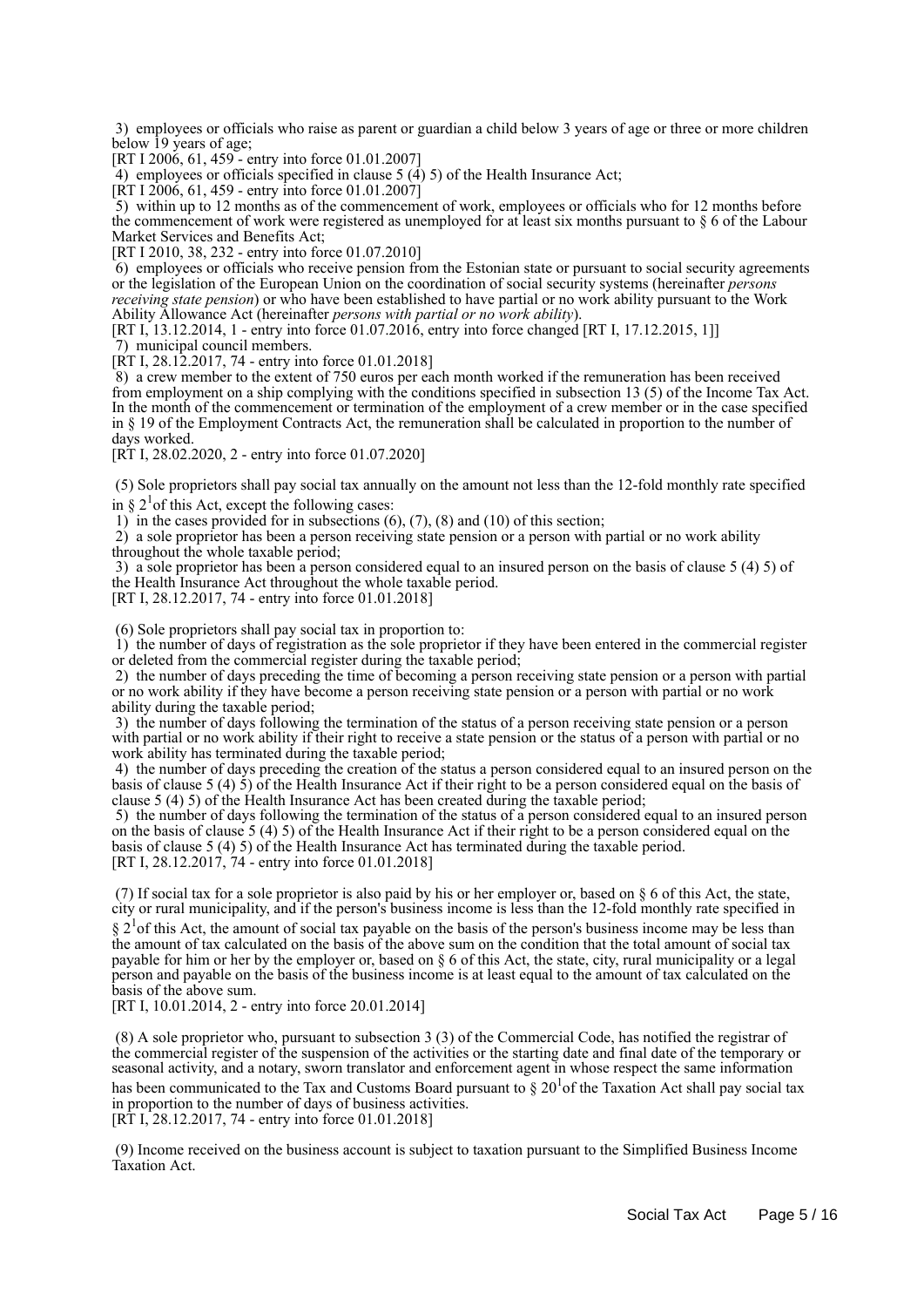3) employees or officials who raise as parent or guardian a child below 3 years of age or three or more children below 19 years of age;
[RT I 2006, 61, 459 - entry into force 01.01.2007]

4) employees or officials specified in clause 5 (4) 5) of the Health Insurance Act;
[RT I 2006, 61, 459 - entry into force 01.01.2007]

5) within up to 12 months as of the commencement of work, employees or officials who for 12 months before the commencement of work were registered as unemployed for at least six months pursuant to § 6 of the Labour Market Services and Benefits Act;
[RT I 2010, 38, 232 - entry into force 01.07.2010]

6) employees or officials who receive pension from the Estonian state or pursuant to social security agreements or the legislation of the European Union on the coordination of social security systems (hereinafter *persons receiving state pension*) or who have been established to have partial or no work ability pursuant to the Work Ability Allowance Act (hereinafter *persons with partial or no work ability*).
[RT I, 13.12.2014, 1 - entry into force 01.07.2016, entry into force changed [RT I, 17.12.2015, 1]]

7) municipal council members.
[RT I, 28.12.2017, 74 - entry into force 01.01.2018]

8) a crew member to the extent of 750 euros per each month worked if the remuneration has been received from employment on a ship complying with the conditions specified in subsection 13 (5) of the Income Tax Act. In the month of the commencement or termination of the employment of a crew member or in the case specified in § 19 of the Employment Contracts Act, the remuneration shall be calculated in proportion to the number of days worked.
[RT I, 28.02.2020, 2 - entry into force 01.07.2020]

(5) Sole proprietors shall pay social tax annually on the amount not less than the 12-fold monthly rate specified in § 2[1] of this Act, except the following cases:

1) in the cases provided for in subsections (6), (7), (8) and (10) of this section;

2) a sole proprietor has been a person receiving state pension or a person with partial or no work ability throughout the whole taxable period;

3) a sole proprietor has been a person considered equal to an insured person on the basis of clause 5 (4) 5) of the Health Insurance Act throughout the whole taxable period.
[RT I, 28.12.2017, 74 - entry into force 01.01.2018]

(6) Sole proprietors shall pay social tax in proportion to:

1) the number of days of registration as the sole proprietor if they have been entered in the commercial register or deleted from the commercial register during the taxable period;

2) the number of days preceding the time of becoming a person receiving state pension or a person with partial or no work ability if they have become a person receiving state pension or a person with partial or no work ability during the taxable period;

3) the number of days following the termination of the status of a person receiving state pension or a person with partial or no work ability if their right to receive a state pension or the status of a person with partial or no work ability has terminated during the taxable period;

4) the number of days preceding the creation of the status a person considered equal to an insured person on the basis of clause 5 (4) 5) of the Health Insurance Act if their right to be a person considered equal on the basis of clause 5 (4) 5) of the Health Insurance Act has been created during the taxable period;

5) the number of days following the termination of the status of a person considered equal to an insured person on the basis of clause 5 (4) 5) of the Health Insurance Act if their right to be a person considered equal on the basis of clause 5 (4) 5) of the Health Insurance Act has terminated during the taxable period.
[RT I, 28.12.2017, 74 - entry into force 01.01.2018]

(7) If social tax for a sole proprietor is also paid by his or her employer or, based on § 6 of this Act, the state, city or rural municipality, and if the person's business income is less than the 12-fold monthly rate specified in § 2[1] of this Act, the amount of social tax payable on the basis of the person's business income may be less than the amount of tax calculated on the basis of the above sum on the condition that the total amount of social tax payable for him or her by the employer or, based on § 6 of this Act, the state, city, rural municipality or a legal person and payable on the basis of the business income is at least equal to the amount of tax calculated on the basis of the above sum.
[RT I, 10.01.2014, 2 - entry into force 20.01.2014]

(8) A sole proprietor who, pursuant to subsection 3 (3) of the Commercial Code, has notified the registrar of the commercial register of the suspension of the activities or the starting date and final date of the temporary or seasonal activity, and a notary, sworn translator and enforcement agent in whose respect the same information has been communicated to the Tax and Customs Board pursuant to § 20[1] of the Taxation Act shall pay social tax in proportion to the number of days of business activities.
[RT I, 28.12.2017, 74 - entry into force 01.01.2018]

(9) Income received on the business account is subject to taxation pursuant to the Simplified Business Income Taxation Act.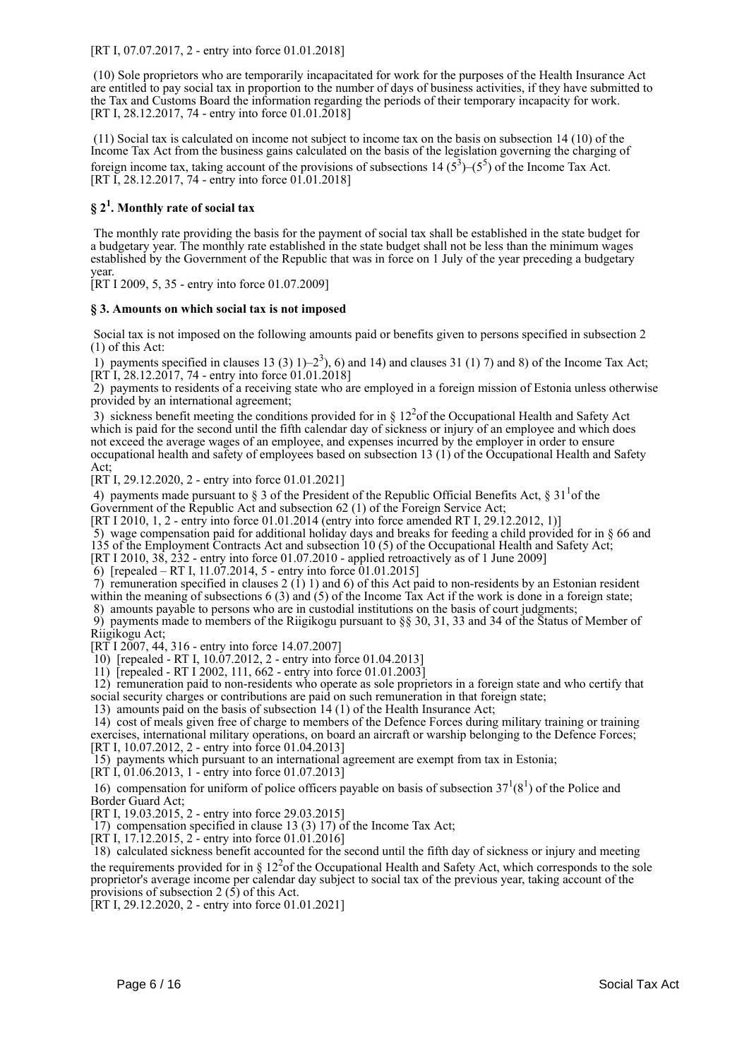[RT I, 07.07.2017, 2 - entry into force 01.01.2018]

(10) Sole proprietors who are temporarily incapacitated for work for the purposes of the Health Insurance Act are entitled to pay social tax in proportion to the number of days of business activities, if they have submitted to the Tax and Customs Board the information regarding the periods of their temporary incapacity for work.
[RT I, 28.12.2017, 74 - entry into force 01.01.2018]

(11) Social tax is calculated on income not subject to income tax on the basis on subsection 14 (10) of the Income Tax Act from the business gains calculated on the basis of the legislation governing the charging of foreign income tax, taking account of the provisions of subsections 14 ($5^3$)–($5^5$) of the Income Tax Act.
[RT I, 28.12.2017, 74 - entry into force 01.01.2018]

### § $2^1$. Monthly rate of social tax

The monthly rate providing the basis for the payment of social tax shall be established in the state budget for a budgetary year. The monthly rate established in the state budget shall not be less than the minimum wages established by the Government of the Republic that was in force on 1 July of the year preceding a budgetary year.
[RT I 2009, 5, 35 - entry into force 01.07.2009]

### § 3. Amounts on which social tax is not imposed

Social tax is not imposed on the following amounts paid or benefits given to persons specified in subsection 2 (1) of this Act:

1) payments specified in clauses 13 (3) 1)–$2^3$), 6) and 14) and clauses 31 (1) 7) and 8) of the Income Tax Act;
[RT I, 28.12.2017, 74 - entry into force 01.01.2018]
2) payments to residents of a receiving state who are employed in a foreign mission of Estonia unless otherwise provided by an international agreement;
3) sickness benefit meeting the conditions provided for in § $12^2$ of the Occupational Health and Safety Act which is paid for the second until the fifth calendar day of sickness or injury of an employee and which does not exceed the average wages of an employee, and expenses incurred by the employer in order to ensure occupational health and safety of employees based on subsection 13 (1) of the Occupational Health and Safety Act;
[RT I, 29.12.2020, 2 - entry into force 01.01.2021]
4) payments made pursuant to § 3 of the President of the Republic Official Benefits Act, § $31^1$ of the Government of the Republic Act and subsection 62 (1) of the Foreign Service Act;
[RT I 2010, 1, 2 - entry into force 01.01.2014 (entry into force amended RT I, 29.12.2012, 1)]
5) wage compensation paid for additional holiday days and breaks for feeding a child provided for in § 66 and 135 of the Employment Contracts Act and subsection 10 (5) of the Occupational Health and Safety Act;
[RT I 2010, 38, 232 - entry into force 01.07.2010 - applied retroactively as of 1 June 2009]
6) [repealed – RT I, 11.07.2014, 5 - entry into force 01.01.2015]
7) remuneration specified in clauses 2 (1) 1) and 6) of this Act paid to non-residents by an Estonian resident within the meaning of subsections 6 (3) and (5) of the Income Tax Act if the work is done in a foreign state;
8) amounts payable to persons who are in custodial institutions on the basis of court judgments;
9) payments made to members of the Riigikogu pursuant to §§ 30, 31, 33 and 34 of the Status of Member of Riigikogu Act;
[RT I 2007, 44, 316 - entry into force 14.07.2007]
10) [repealed - RT I, 10.07.2012, 2 - entry into force 01.04.2013]
11) [repealed - RT I 2002, 111, 662 - entry into force 01.01.2003]
12) remuneration paid to non-residents who operate as sole proprietors in a foreign state and who certify that social security charges or contributions are paid on such remuneration in that foreign state;
13) amounts paid on the basis of subsection 14 (1) of the Health Insurance Act;
14) cost of meals given free of charge to members of the Defence Forces during military training or training exercises, international military operations, on board an aircraft or warship belonging to the Defence Forces;
[RT I, 10.07.2012, 2 - entry into force 01.04.2013]
15) payments which pursuant to an international agreement are exempt from tax in Estonia;
[RT I, 01.06.2013, 1 - entry into force 01.07.2013]
16) compensation for uniform of police officers payable on basis of subsection $37^1$($8^1$) of the Police and Border Guard Act;
[RT I, 19.03.2015, 2 - entry into force 29.03.2015]
17) compensation specified in clause 13 (3) 17) of the Income Tax Act;
[RT I, 17.12.2015, 2 - entry into force 01.01.2016]
18) calculated sickness benefit accounted for the second until the fifth day of sickness or injury and meeting the requirements provided for in § $12^2$ of the Occupational Health and Safety Act, which corresponds to the sole proprietor's average income per calendar day subject to social tax of the previous year, taking account of the provisions of subsection 2 (5) of this Act.
[RT I, 29.12.2020, 2 - entry into force 01.01.2021]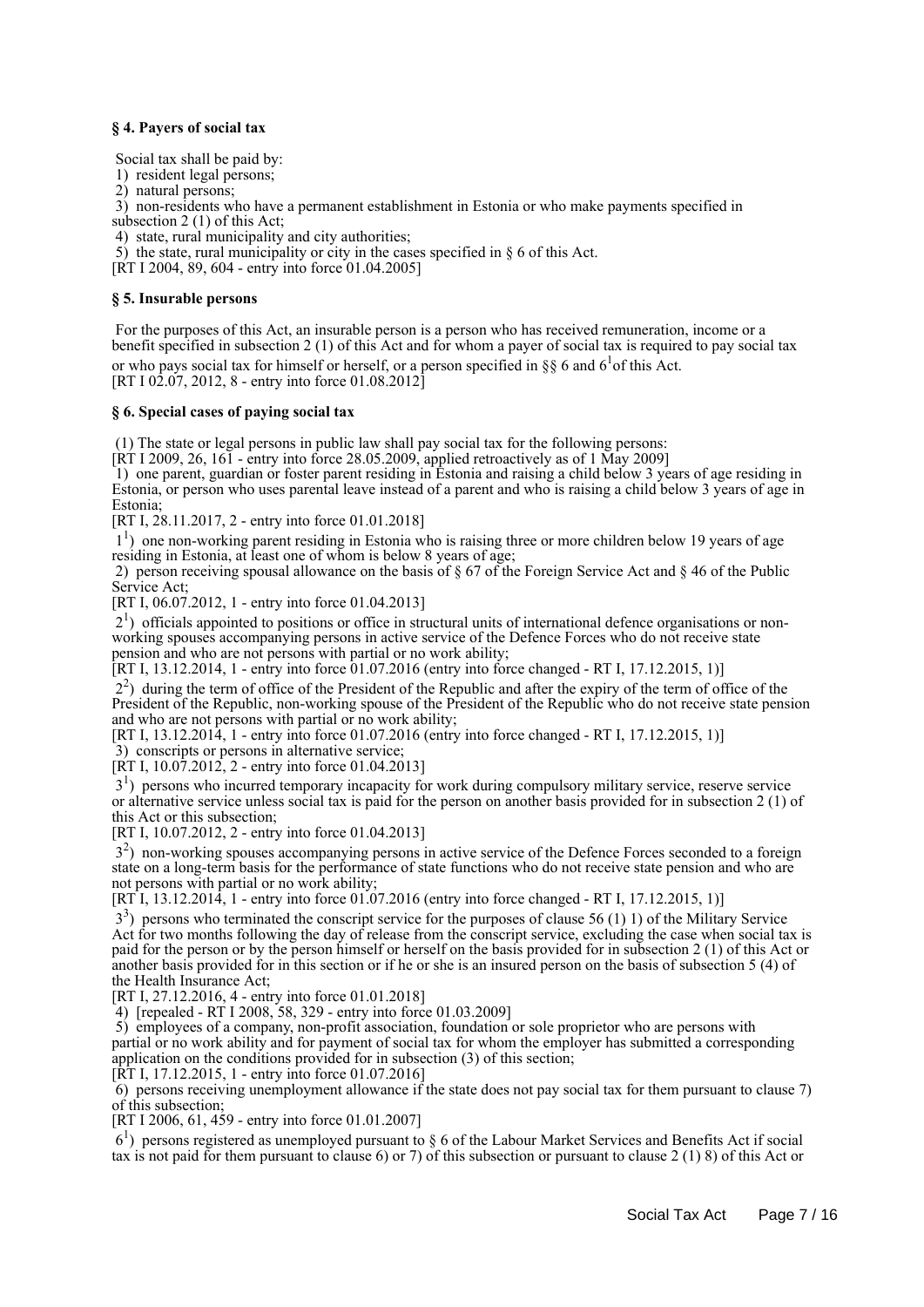### § 4. Payers of social tax

Social tax shall be paid by:
1) resident legal persons;
2) natural persons;
3) non-residents who have a permanent establishment in Estonia or who make payments specified in subsection 2 (1) of this Act;
4) state, rural municipality and city authorities;
5) the state, rural municipality or city in the cases specified in § 6 of this Act.
[RT I 2004, 89, 604 - entry into force 01.04.2005]

### § 5. Insurable persons

For the purposes of this Act, an insurable person is a person who has received remuneration, income or a benefit specified in subsection 2 (1) of this Act and for whom a payer of social tax is required to pay social tax or who pays social tax for himself or herself, or a person specified in §§ 6 and 6[1] of this Act.
[RT I 02.07, 2012, 8 - entry into force 01.08.2012]

### § 6. Special cases of paying social tax

(1) The state or legal persons in public law shall pay social tax for the following persons:
[RT I 2009, 26, 161 - entry into force 28.05.2009, applied retroactively as of 1 May 2009]
1) one parent, guardian or foster parent residing in Estonia and raising a child below 3 years of age residing in Estonia, or person who uses parental leave instead of a parent and who is raising a child below 3 years of age in Estonia;
[RT I, 28.11.2017, 2 - entry into force 01.01.2018]
1[1]) one non-working parent residing in Estonia who is raising three or more children below 19 years of age residing in Estonia, at least one of whom is below 8 years of age;
2) person receiving spousal allowance on the basis of § 67 of the Foreign Service Act and § 46 of the Public Service Act;
[RT I, 06.07.2012, 1 - entry into force 01.04.2013]
2[1]) officials appointed to positions or office in structural units of international defence organisations or non-working spouses accompanying persons in active service of the Defence Forces who do not receive state pension and who are not persons with partial or no work ability;
[RT I, 13.12.2014, 1 - entry into force 01.07.2016 (entry into force changed - RT I, 17.12.2015, 1)]
2[2]) during the term of office of the President of the Republic and after the expiry of the term of office of the President of the Republic, non-working spouse of the President of the Republic who do not receive state pension and who are not persons with partial or no work ability;
[RT I, 13.12.2014, 1 - entry into force 01.07.2016 (entry into force changed - RT I, 17.12.2015, 1)]
3) conscripts or persons in alternative service;
[RT I, 10.07.2012, 2 - entry into force 01.04.2013]
3[1]) persons who incurred temporary incapacity for work during compulsory military service, reserve service or alternative service unless social tax is paid for the person on another basis provided for in subsection 2 (1) of this Act or this subsection;
[RT I, 10.07.2012, 2 - entry into force 01.04.2013]
3[2]) non-working spouses accompanying persons in active service of the Defence Forces seconded to a foreign state on a long-term basis for the performance of state functions who do not receive state pension and who are not persons with partial or no work ability;
[RT I, 13.12.2014, 1 - entry into force 01.07.2016 (entry into force changed - RT I, 17.12.2015, 1)]
3[3]) persons who terminated the conscript service for the purposes of clause 56 (1) 1) of the Military Service Act for two months following the day of release from the conscript service, excluding the case when social tax is paid for the person or by the person himself or herself on the basis provided for in subsection 2 (1) of this Act or another basis provided for in this section or if he or she is an insured person on the basis of subsection 5 (4) of the Health Insurance Act;
[RT I, 27.12.2016, 4 - entry into force 01.01.2018]
4) [repealed - RT I 2008, 58, 329 - entry into force 01.03.2009]
5) employees of a company, non-profit association, foundation or sole proprietor who are persons with partial or no work ability and for payment of social tax for whom the employer has submitted a corresponding application on the conditions provided for in subsection (3) of this section;
[RT I, 17.12.2015, 1 - entry into force 01.07.2016]
6) persons receiving unemployment allowance if the state does not pay social tax for them pursuant to clause 7) of this subsection;
[RT I 2006, 61, 459 - entry into force 01.01.2007]
6[1]) persons registered as unemployed pursuant to § 6 of the Labour Market Services and Benefits Act if social tax is not paid for them pursuant to clause 6) or 7) of this subsection or pursuant to clause 2 (1) 8) of this Act or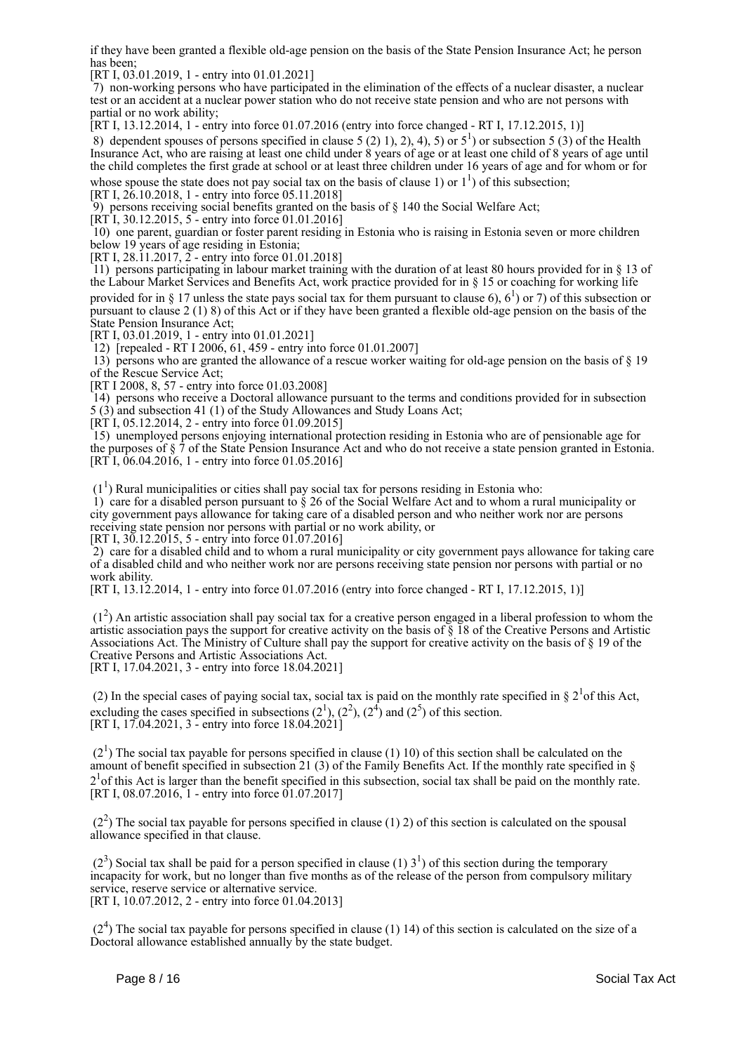if they have been granted a flexible old-age pension on the basis of the State Pension Insurance Act; he person has been;
[RT I, 03.01.2019, 1 - entry into 01.01.2021]

7) non-working persons who have participated in the elimination of the effects of a nuclear disaster, a nuclear test or an accident at a nuclear power station who do not receive state pension and who are not persons with partial or no work ability;
[RT I, 13.12.2014, 1 - entry into force 01.07.2016 (entry into force changed - RT I, 17.12.2015, 1)]

8) dependent spouses of persons specified in clause 5 (2) 1), 2), 4), 5) or $5^1$) or subsection 5 (3) of the Health Insurance Act, who are raising at least one child under 8 years of age or at least one child of 8 years of age until the child completes the first grade at school or at least three children under 16 years of age and for whom or for whose spouse the state does not pay social tax on the basis of clause 1) or $1^1$) of this subsection;
[RT I, 26.10.2018, 1 - entry into force 05.11.2018]

9) persons receiving social benefits granted on the basis of § 140 the Social Welfare Act;
[RT I, 30.12.2015, 5 - entry into force 01.01.2016]

10) one parent, guardian or foster parent residing in Estonia who is raising in Estonia seven or more children below 19 years of age residing in Estonia;
[RT I, 28.11.2017, 2 - entry into force 01.01.2018]

11) persons participating in labour market training with the duration of at least 80 hours provided for in § 13 of the Labour Market Services and Benefits Act, work practice provided for in § 15 or coaching for working life provided for in § 17 unless the state pays social tax for them pursuant to clause 6), $6^1$) or 7) of this subsection or pursuant to clause 2 (1) 8) of this Act or if they have been granted a flexible old-age pension on the basis of the State Pension Insurance Act;
[RT I, 03.01.2019, 1 - entry into 01.01.2021]

12) [repealed - RT I 2006, 61, 459 - entry into force 01.01.2007]

13) persons who are granted the allowance of a rescue worker waiting for old-age pension on the basis of § 19 of the Rescue Service Act;
[RT I 2008, 8, 57 - entry into force 01.03.2008]

14) persons who receive a Doctoral allowance pursuant to the terms and conditions provided for in subsection 5 (3) and subsection 41 (1) of the Study Allowances and Study Loans Act;
[RT I, 05.12.2014, 2 - entry into force 01.09.2015]

15) unemployed persons enjoying international protection residing in Estonia who are of pensionable age for the purposes of § 7 of the State Pension Insurance Act and who do not receive a state pension granted in Estonia.
[RT I, 06.04.2016, 1 - entry into force 01.05.2016]

($1^1$) Rural municipalities or cities shall pay social tax for persons residing in Estonia who:

1) care for a disabled person pursuant to § 26 of the Social Welfare Act and to whom a rural municipality or city government pays allowance for taking care of a disabled person and who neither work nor are persons receiving state pension nor persons with partial or no work ability, or
[RT I, 30.12.2015, 5 - entry into force 01.07.2016]

2) care for a disabled child and to whom a rural municipality or city government pays allowance for taking care of a disabled child and who neither work nor are persons receiving state pension nor persons with partial or no work ability.
[RT I, 13.12.2014, 1 - entry into force 01.07.2016 (entry into force changed - RT I, 17.12.2015, 1)]

($1^2$) An artistic association shall pay social tax for a creative person engaged in a liberal profession to whom the artistic association pays the support for creative activity on the basis of § 18 of the Creative Persons and Artistic Associations Act. The Ministry of Culture shall pay the support for creative activity on the basis of § 19 of the Creative Persons and Artistic Associations Act.
[RT I, 17.04.2021, 3 - entry into force 18.04.2021]

(2) In the special cases of paying social tax, social tax is paid on the monthly rate specified in § $2^1$of this Act, excluding the cases specified in subsections ($2^1$), ($2^2$), ($2^4$) and ($2^5$) of this section.
[RT I, 17.04.2021, 3 - entry into force 18.04.2021]

($2^1$) The social tax payable for persons specified in clause (1) 10) of this section shall be calculated on the amount of benefit specified in subsection 21 (3) of the Family Benefits Act. If the monthly rate specified in § $2^1$of this Act is larger than the benefit specified in this subsection, social tax shall be paid on the monthly rate.
[RT I, 08.07.2016, 1 - entry into force 01.07.2017]

($2^2$) The social tax payable for persons specified in clause (1) 2) of this section is calculated on the spousal allowance specified in that clause.

($2^3$) Social tax shall be paid for a person specified in clause (1) $3^1$) of this section during the temporary incapacity for work, but no longer than five months as of the release of the person from compulsory military service, reserve service or alternative service.
[RT I, 10.07.2012, 2 - entry into force 01.04.2013]

($2^4$) The social tax payable for persons specified in clause (1) 14) of this section is calculated on the size of a Doctoral allowance established annually by the state budget.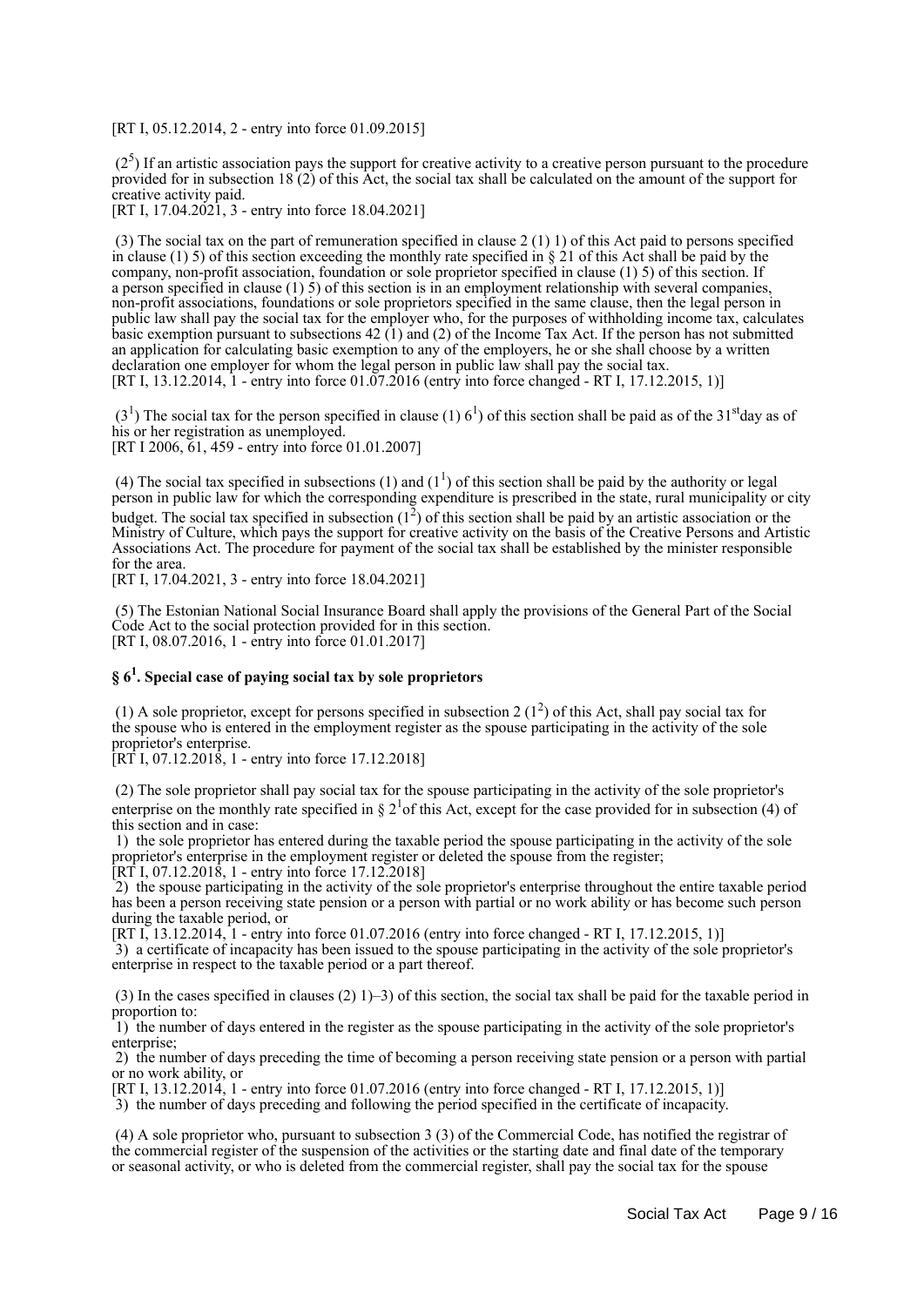[RT I, 05.12.2014, 2 - entry into force 01.09.2015]

($2^5$) If an artistic association pays the support for creative activity to a creative person pursuant to the procedure provided for in subsection 18 (2) of this Act, the social tax shall be calculated on the amount of the support for creative activity paid.
[RT I, 17.04.2021, 3 - entry into force 18.04.2021]

(3) The social tax on the part of remuneration specified in clause 2 (1) 1) of this Act paid to persons specified in clause (1) 5) of this section exceeding the monthly rate specified in § 21 of this Act shall be paid by the company, non-profit association, foundation or sole proprietor specified in clause (1) 5) of this section. If a person specified in clause (1) 5) of this section is in an employment relationship with several companies, non-profit associations, foundations or sole proprietors specified in the same clause, then the legal person in public law shall pay the social tax for the employer who, for the purposes of withholding income tax, calculates basic exemption pursuant to subsections 42 (1) and (2) of the Income Tax Act. If the person has not submitted an application for calculating basic exemption to any of the employers, he or she shall choose by a written declaration one employer for whom the legal person in public law shall pay the social tax.
[RT I, 13.12.2014, 1 - entry into force 01.07.2016 (entry into force changed - RT I, 17.12.2015, 1)]

($3^1$) The social tax for the person specified in clause (1) $6^1$) of this section shall be paid as of the 31st day as of his or her registration as unemployed.
[RT I 2006, 61, 459 - entry into force 01.01.2007]

(4) The social tax specified in subsections (1) and ($1^1$) of this section shall be paid by the authority or legal person in public law for which the corresponding expenditure is prescribed in the state, rural municipality or city budget. The social tax specified in subsection ($1^2$) of this section shall be paid by an artistic association or the Ministry of Culture, which pays the support for creative activity on the basis of the Creative Persons and Artistic Associations Act. The procedure for payment of the social tax shall be established by the minister responsible for the area.
[RT I, 17.04.2021, 3 - entry into force 18.04.2021]

(5) The Estonian National Social Insurance Board shall apply the provisions of the General Part of the Social Code Act to the social protection provided for in this section.
[RT I, 08.07.2016, 1 - entry into force 01.01.2017]

## § $6^1$. Special case of paying social tax by sole proprietors

(1) A sole proprietor, except for persons specified in subsection 2 ($1^2$) of this Act, shall pay social tax for the spouse who is entered in the employment register as the spouse participating in the activity of the sole proprietor's enterprise.
[RT I, 07.12.2018, 1 - entry into force 17.12.2018]

(2) The sole proprietor shall pay social tax for the spouse participating in the activity of the sole proprietor's enterprise on the monthly rate specified in § $2^1$ of this Act, except for the case provided for in subsection (4) of this section and in case:

1) the sole proprietor has entered during the taxable period the spouse participating in the activity of the sole proprietor's enterprise in the employment register or deleted the spouse from the register;
[RT I, 07.12.2018, 1 - entry into force 17.12.2018]
2) the spouse participating in the activity of the sole proprietor's enterprise throughout the entire taxable period has been a person receiving state pension or a person with partial or no work ability or has become such person during the taxable period, or
[RT I, 13.12.2014, 1 - entry into force 01.07.2016 (entry into force changed - RT I, 17.12.2015, 1)]
3) a certificate of incapacity has been issued to the spouse participating in the activity of the sole proprietor's enterprise in respect to the taxable period or a part thereof.

(3) In the cases specified in clauses (2) 1)–3) of this section, the social tax shall be paid for the taxable period in proportion to:

1) the number of days entered in the register as the spouse participating in the activity of the sole proprietor's enterprise;
2) the number of days preceding the time of becoming a person receiving state pension or a person with partial or no work ability, or
[RT I, 13.12.2014, 1 - entry into force 01.07.2016 (entry into force changed - RT I, 17.12.2015, 1)]
3) the number of days preceding and following the period specified in the certificate of incapacity.

(4) A sole proprietor who, pursuant to subsection 3 (3) of the Commercial Code, has notified the registrar of the commercial register of the suspension of the activities or the starting date and final date of the temporary or seasonal activity, or who is deleted from the commercial register, shall pay the social tax for the spouse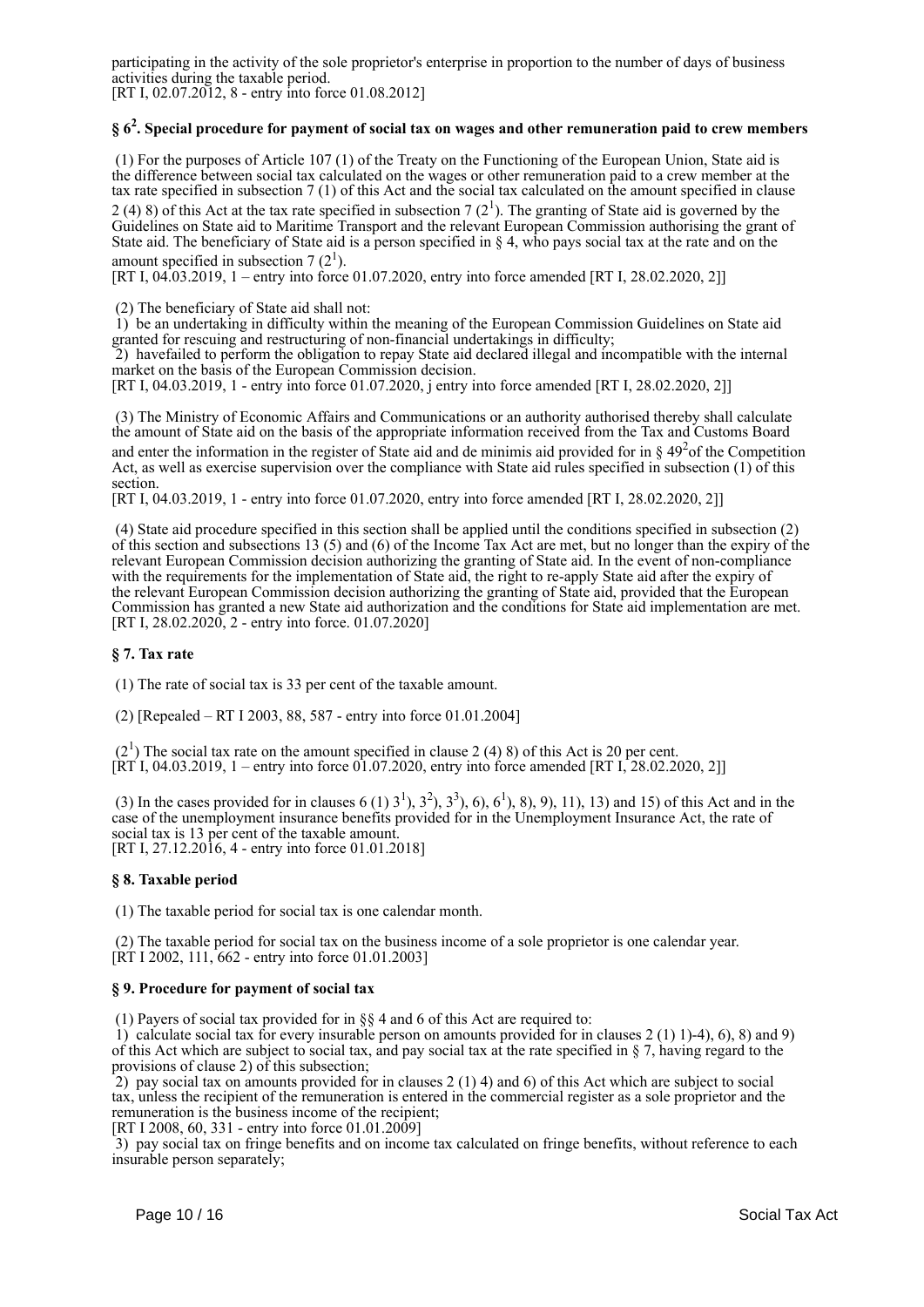participating in the activity of the sole proprietor's enterprise in proportion to the number of days of business activities during the taxable period.
[RT I, 02.07.2012, 8 - entry into force 01.08.2012]

### § $6^2$. Special procedure for payment of social tax on wages and other remuneration paid to crew members

(1) For the purposes of Article 107 (1) of the Treaty on the Functioning of the European Union, State aid is the difference between social tax calculated on the wages or other remuneration paid to a crew member at the tax rate specified in subsection 7 (1) of this Act and the social tax calculated on the amount specified in clause 2 (4) 8) of this Act at the tax rate specified in subsection 7 ($2^1$). The granting of State aid is governed by the Guidelines on State aid to Maritime Transport and the relevant European Commission authorising the grant of State aid. The beneficiary of State aid is a person specified in § 4, who pays social tax at the rate and on the amount specified in subsection 7 ($2^1$).
[RT I, 04.03.2019, 1 – entry into force 01.07.2020, entry into force amended [RT I, 28.02.2020, 2]]

(2) The beneficiary of State aid shall not:
1) be an undertaking in difficulty within the meaning of the European Commission Guidelines on State aid granted for rescuing and restructuring of non-financial undertakings in difficulty;
2) havefailed to perform the obligation to repay State aid declared illegal and incompatible with the internal market on the basis of the European Commission decision.
[RT I, 04.03.2019, 1 - entry into force 01.07.2020, j entry into force amended [RT I, 28.02.2020, 2]]

(3) The Ministry of Economic Affairs and Communications or an authority authorised thereby shall calculate the amount of State aid on the basis of the appropriate information received from the Tax and Customs Board and enter the information in the register of State aid and de minimis aid provided for in § $49^2$of the Competition Act, as well as exercise supervision over the compliance with State aid rules specified in subsection (1) of this section.
[RT I, 04.03.2019, 1 - entry into force 01.07.2020, entry into force amended [RT I, 28.02.2020, 2]]

(4) State aid procedure specified in this section shall be applied until the conditions specified in subsection (2) of this section and subsections 13 (5) and (6) of the Income Tax Act are met, but no longer than the expiry of the relevant European Commission decision authorizing the granting of State aid. In the event of non-compliance with the requirements for the implementation of State aid, the right to re-apply State aid after the expiry of the relevant European Commission decision authorizing the granting of State aid, provided that the European Commission has granted a new State aid authorization and the conditions for State aid implementation are met.
[RT I, 28.02.2020, 2 - entry into force. 01.07.2020]

### § 7. Tax rate

(1) The rate of social tax is 33 per cent of the taxable amount.

(2) [Repealed – RT I 2003, 88, 587 - entry into force 01.01.2004]

($2^1$) The social tax rate on the amount specified in clause 2 (4) 8) of this Act is 20 per cent.
[RT I, 04.03.2019, 1 – entry into force 01.07.2020, entry into force amended [RT I, 28.02.2020, 2]]

(3) In the cases provided for in clauses 6 (1) $3^1$), $3^2$), $3^3$), 6), $6^1$), 8), 9), 11), 13) and 15) of this Act and in the case of the unemployment insurance benefits provided for in the Unemployment Insurance Act, the rate of social tax is 13 per cent of the taxable amount.
[RT I, 27.12.2016, 4 - entry into force 01.01.2018]

### § 8. Taxable period

(1) The taxable period for social tax is one calendar month.

(2) The taxable period for social tax on the business income of a sole proprietor is one calendar year.
[RT I 2002, 111, 662 - entry into force 01.01.2003]

### § 9. Procedure for payment of social tax

(1) Payers of social tax provided for in §§ 4 and 6 of this Act are required to:
1) calculate social tax for every insurable person on amounts provided for in clauses 2 (1) 1)-4), 6), 8) and 9) of this Act which are subject to social tax, and pay social tax at the rate specified in § 7, having regard to the provisions of clause 2) of this subsection;
2) pay social tax on amounts provided for in clauses 2 (1) 4) and 6) of this Act which are subject to social tax, unless the recipient of the remuneration is entered in the commercial register as a sole proprietor and the remuneration is the business income of the recipient;
[RT I 2008, 60, 331 - entry into force 01.01.2009]
3) pay social tax on fringe benefits and on income tax calculated on fringe benefits, without reference to each insurable person separately;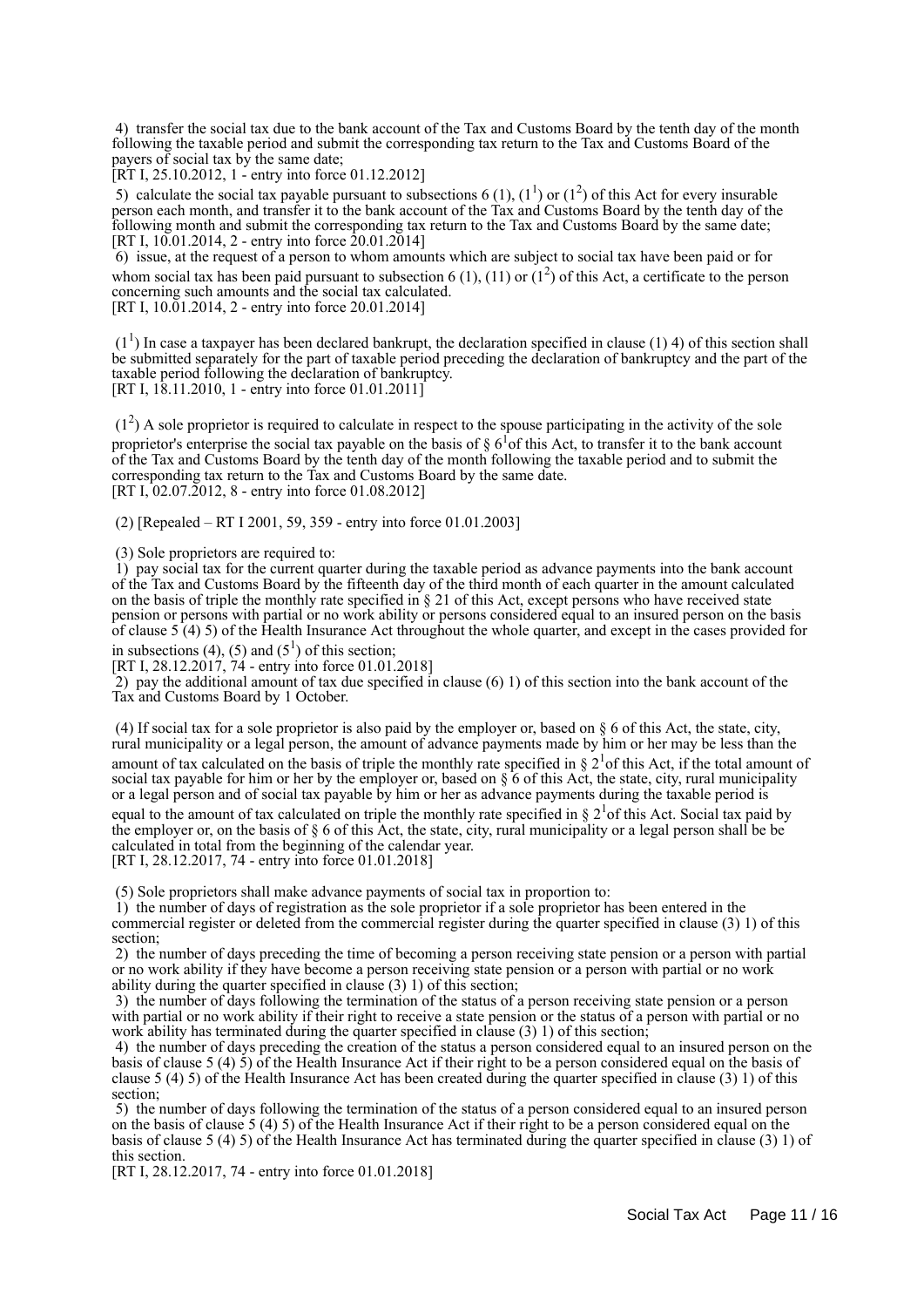4) transfer the social tax due to the bank account of the Tax and Customs Board by the tenth day of the month following the taxable period and submit the corresponding tax return to the Tax and Customs Board of the payers of social tax by the same date;
[RT I, 25.10.2012, 1 - entry into force 01.12.2012]

5) calculate the social tax payable pursuant to subsections 6 (1), ($1^1$) or ($1^2$) of this Act for every insurable person each month, and transfer it to the bank account of the Tax and Customs Board by the tenth day of the following month and submit the corresponding tax return to the Tax and Customs Board by the same date;
[RT I, 10.01.2014, 2 - entry into force 20.01.2014]

6) issue, at the request of a person to whom amounts which are subject to social tax have been paid or for whom social tax has been paid pursuant to subsection 6 (1), (11) or ($1^2$) of this Act, a certificate to the person concerning such amounts and the social tax calculated.
[RT I, 10.01.2014, 2 - entry into force 20.01.2014]

($1^1$) In case a taxpayer has been declared bankrupt, the declaration specified in clause (1) 4) of this section shall be submitted separately for the part of taxable period preceding the declaration of bankruptcy and the part of the taxable period following the declaration of bankruptcy.
[RT I, 18.11.2010, 1 - entry into force 01.01.2011]

($1^2$) A sole proprietor is required to calculate in respect to the spouse participating in the activity of the sole proprietor's enterprise the social tax payable on the basis of § $6^1$of this Act, to transfer it to the bank account of the Tax and Customs Board by the tenth day of the month following the taxable period and to submit the corresponding tax return to the Tax and Customs Board by the same date.
[RT I, 02.07.2012, 8 - entry into force 01.08.2012]

(2) [Repealed – RT I 2001, 59, 359 - entry into force 01.01.2003]

(3) Sole proprietors are required to:
1) pay social tax for the current quarter during the taxable period as advance payments into the bank account of the Tax and Customs Board by the fifteenth day of the third month of each quarter in the amount calculated on the basis of triple the monthly rate specified in § 21 of this Act, except persons who have received state pension or persons with partial or no work ability or persons considered equal to an insured person on the basis of clause 5 (4) 5) of the Health Insurance Act throughout the whole quarter, and except in the cases provided for in subsections (4), (5) and ($5^1$) of this section;
[RT I, 28.12.2017, 74 - entry into force 01.01.2018]
2) pay the additional amount of tax due specified in clause (6) 1) of this section into the bank account of the Tax and Customs Board by 1 October.

(4) If social tax for a sole proprietor is also paid by the employer or, based on § 6 of this Act, the state, city, rural municipality or a legal person, the amount of advance payments made by him or her may be less than the amount of tax calculated on the basis of triple the monthly rate specified in § $2^1$of this Act, if the total amount of social tax payable for him or her by the employer or, based on § 6 of this Act, the state, city, rural municipality or a legal person and of social tax payable by him or her as advance payments during the taxable period is equal to the amount of tax calculated on triple the monthly rate specified in § $2^1$of this Act. Social tax paid by the employer or, on the basis of § 6 of this Act, the state, city, rural municipality or a legal person shall be be calculated in total from the beginning of the calendar year.
[RT I, 28.12.2017, 74 - entry into force 01.01.2018]

(5) Sole proprietors shall make advance payments of social tax in proportion to:
1) the number of days of registration as the sole proprietor if a sole proprietor has been entered in the commercial register or deleted from the commercial register during the quarter specified in clause (3) 1) of this section;
2) the number of days preceding the time of becoming a person receiving state pension or a person with partial or no work ability if they have become a person receiving state pension or a person with partial or no work ability during the quarter specified in clause (3) 1) of this section;
3) the number of days following the termination of the status of a person receiving state pension or a person with partial or no work ability if their right to receive a state pension or the status of a person with partial or no work ability has terminated during the quarter specified in clause (3) 1) of this section;
4) the number of days preceding the creation of the status a person considered equal to an insured person on the basis of clause 5 (4) 5) of the Health Insurance Act if their right to be a person considered equal on the basis of clause 5 (4) 5) of the Health Insurance Act has been created during the quarter specified in clause (3) 1) of this section;
5) the number of days following the termination of the status of a person considered equal to an insured person on the basis of clause 5 (4) 5) of the Health Insurance Act if their right to be a person considered equal on the basis of clause 5 (4) 5) of the Health Insurance Act has terminated during the quarter specified in clause (3) 1) of this section.
[RT I, 28.12.2017, 74 - entry into force 01.01.2018]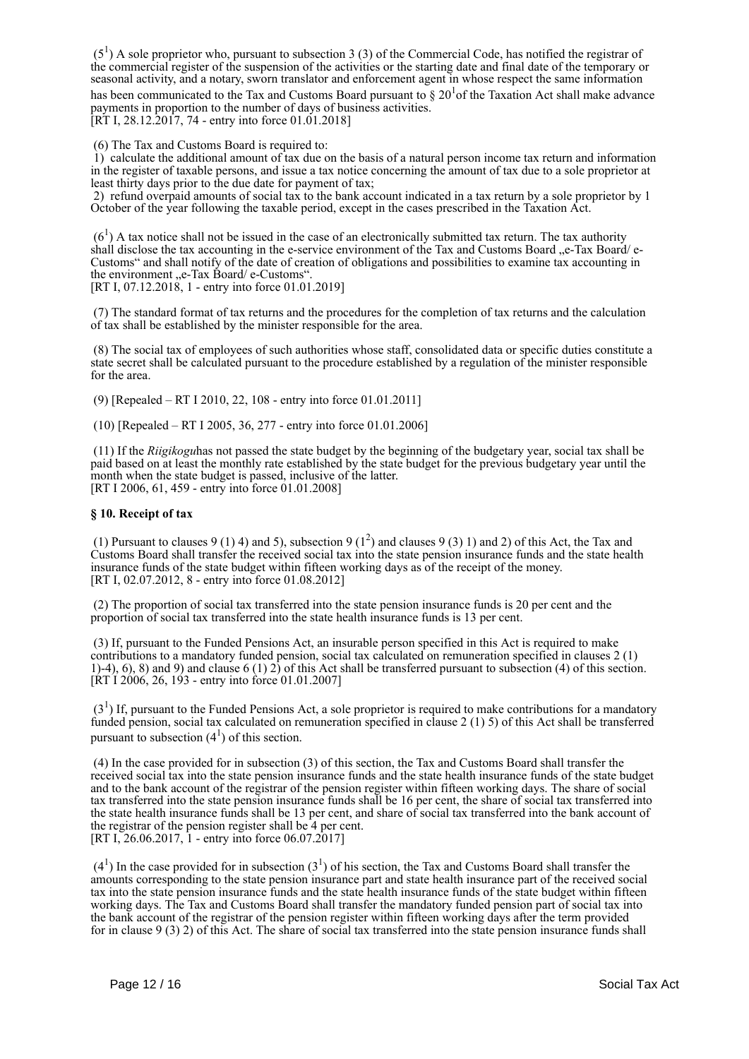($5^1$) A sole proprietor who, pursuant to subsection 3 (3) of the Commercial Code, has notified the registrar of the commercial register of the suspension of the activities or the starting date and final date of the temporary or seasonal activity, and a notary, sworn translator and enforcement agent in whose respect the same information has been communicated to the Tax and Customs Board pursuant to § $20^1$of the Taxation Act shall make advance payments in proportion to the number of days of business activities.
[RT I, 28.12.2017, 74 - entry into force 01.01.2018]

(6) The Tax and Customs Board is required to:
1) calculate the additional amount of tax due on the basis of a natural person income tax return and information in the register of taxable persons, and issue a tax notice concerning the amount of tax due to a sole proprietor at least thirty days prior to the due date for payment of tax;
2) refund overpaid amounts of social tax to the bank account indicated in a tax return by a sole proprietor by 1 October of the year following the taxable period, except in the cases prescribed in the Taxation Act.

($6^1$) A tax notice shall not be issued in the case of an electronically submitted tax return. The tax authority shall disclose the tax accounting in the e-service environment of the Tax and Customs Board „e-Tax Board/ e-Customs" and shall notify of the date of creation of obligations and possibilities to examine tax accounting in the environment „e-Tax Board/ e-Customs".
[RT I, 07.12.2018, 1 - entry into force 01.01.2019]

(7) The standard format of tax returns and the procedures for the completion of tax returns and the calculation of tax shall be established by the minister responsible for the area.

(8) The social tax of employees of such authorities whose staff, consolidated data or specific duties constitute a state secret shall be calculated pursuant to the procedure established by a regulation of the minister responsible for the area.

(9) [Repealed – RT I 2010, 22, 108 - entry into force 01.01.2011]

(10) [Repealed – RT I 2005, 36, 277 - entry into force 01.01.2006]

(11) If the *Riigikogu*has not passed the state budget by the beginning of the budgetary year, social tax shall be paid based on at least the monthly rate established by the state budget for the previous budgetary year until the month when the state budget is passed, inclusive of the latter.
[RT I 2006, 61, 459 - entry into force 01.01.2008]

**§ 10. Receipt of tax**

(1) Pursuant to clauses 9 (1) 4) and 5), subsection 9 ($1^2$) and clauses 9 (3) 1) and 2) of this Act, the Tax and Customs Board shall transfer the received social tax into the state pension insurance funds and the state health insurance funds of the state budget within fifteen working days as of the receipt of the money.
[RT I, 02.07.2012, 8 - entry into force 01.08.2012]

(2) The proportion of social tax transferred into the state pension insurance funds is 20 per cent and the proportion of social tax transferred into the state health insurance funds is 13 per cent.

(3) If, pursuant to the Funded Pensions Act, an insurable person specified in this Act is required to make contributions to a mandatory funded pension, social tax calculated on remuneration specified in clauses 2 (1) 1)-4), 6), 8) and 9) and clause 6 (1) 2) of this Act shall be transferred pursuant to subsection (4) of this section.
[RT I 2006, 26, 193 - entry into force 01.01.2007]

($3^1$) If, pursuant to the Funded Pensions Act, a sole proprietor is required to make contributions for a mandatory funded pension, social tax calculated on remuneration specified in clause 2 (1) 5) of this Act shall be transferred pursuant to subsection ($4^1$) of this section.

(4) In the case provided for in subsection (3) of this section, the Tax and Customs Board shall transfer the received social tax into the state pension insurance funds and the state health insurance funds of the state budget and to the bank account of the registrar of the pension register within fifteen working days. The share of social tax transferred into the state pension insurance funds shall be 16 per cent, the share of social tax transferred into the state health insurance funds shall be 13 per cent, and share of social tax transferred into the bank account of the registrar of the pension register shall be 4 per cent.
[RT I, 26.06.2017, 1 - entry into force 06.07.2017]

($4^1$) In the case provided for in subsection ($3^1$) of his section, the Tax and Customs Board shall transfer the amounts corresponding to the state pension insurance part and state health insurance part of the received social tax into the state pension insurance funds and the state health insurance funds of the state budget within fifteen working days. The Tax and Customs Board shall transfer the mandatory funded pension part of social tax into the bank account of the registrar of the pension register within fifteen working days after the term provided for in clause 9 (3) 2) of this Act. The share of social tax transferred into the state pension insurance funds shall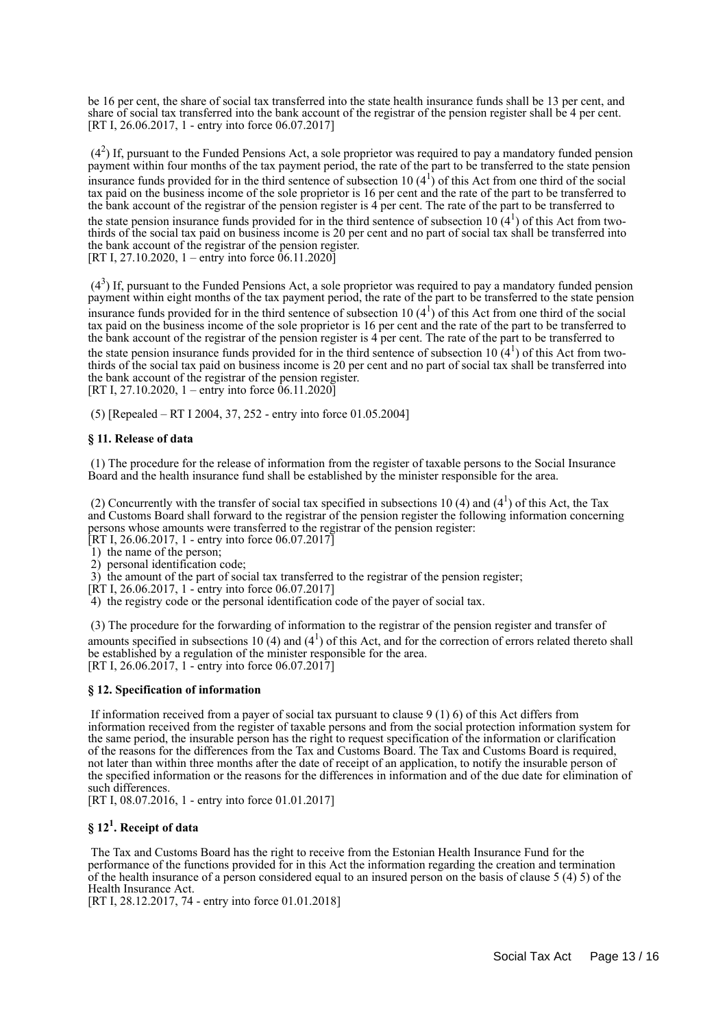be 16 per cent, the share of social tax transferred into the state health insurance funds shall be 13 per cent, and share of social tax transferred into the bank account of the registrar of the pension register shall be 4 per cent.
[RT I, 26.06.2017, 1 - entry into force 06.07.2017]

($4^2$) If, pursuant to the Funded Pensions Act, a sole proprietor was required to pay a mandatory funded pension payment within four months of the tax payment period, the rate of the part to be transferred to the state pension insurance funds provided for in the third sentence of subsection 10 ($4^1$) of this Act from one third of the social tax paid on the business income of the sole proprietor is 16 per cent and the rate of the part to be transferred to the bank account of the registrar of the pension register is 4 per cent. The rate of the part to be transferred to the state pension insurance funds provided for in the third sentence of subsection 10 ($4^1$) of this Act from two-thirds of the social tax paid on business income is 20 per cent and no part of social tax shall be transferred into the bank account of the registrar of the pension register.
[RT I, 27.10.2020, 1 – entry into force 06.11.2020]

($4^3$) If, pursuant to the Funded Pensions Act, a sole proprietor was required to pay a mandatory funded pension payment within eight months of the tax payment period, the rate of the part to be transferred to the state pension insurance funds provided for in the third sentence of subsection 10 ($4^1$) of this Act from one third of the social tax paid on the business income of the sole proprietor is 16 per cent and the rate of the part to be transferred to the bank account of the registrar of the pension register is 4 per cent. The rate of the part to be transferred to the state pension insurance funds provided for in the third sentence of subsection 10 ($4^1$) of this Act from two-thirds of the social tax paid on business income is 20 per cent and no part of social tax shall be transferred into the bank account of the registrar of the pension register.
[RT I, 27.10.2020, 1 – entry into force 06.11.2020]

(5) [Repealed – RT I 2004, 37, 252 - entry into force 01.05.2004]

### § 11. Release of data

(1) The procedure for the release of information from the register of taxable persons to the Social Insurance Board and the health insurance fund shall be established by the minister responsible for the area.

(2) Concurrently with the transfer of social tax specified in subsections 10 (4) and ($4^1$) of this Act, the Tax and Customs Board shall forward to the registrar of the pension register the following information concerning persons whose amounts were transferred to the registrar of the pension register:
[RT I, 26.06.2017, 1 - entry into force 06.07.2017]
1) the name of the person;
2) personal identification code;
3) the amount of the part of social tax transferred to the registrar of the pension register;
[RT I, 26.06.2017, 1 - entry into force 06.07.2017]
4) the registry code or the personal identification code of the payer of social tax.

(3) The procedure for the forwarding of information to the registrar of the pension register and transfer of amounts specified in subsections 10 (4) and ($4^1$) of this Act, and for the correction of errors related thereto shall be established by a regulation of the minister responsible for the area.
[RT I, 26.06.2017, 1 - entry into force 06.07.2017]

### § 12. Specification of information

If information received from a payer of social tax pursuant to clause 9 (1) 6) of this Act differs from information received from the register of taxable persons and from the social protection information system for the same period, the insurable person has the right to request specification of the information or clarification of the reasons for the differences from the Tax and Customs Board. The Tax and Customs Board is required, not later than within three months after the date of receipt of an application, to notify the insurable person of the specified information or the reasons for the differences in information and of the due date for elimination of such differences.
[RT I, 08.07.2016, 1 - entry into force 01.01.2017]

### § $12^1$. Receipt of data

The Tax and Customs Board has the right to receive from the Estonian Health Insurance Fund for the performance of the functions provided for in this Act the information regarding the creation and termination of the health insurance of a person considered equal to an insured person on the basis of clause 5 (4) 5) of the Health Insurance Act.
[RT I, 28.12.2017, 74 - entry into force 01.01.2018]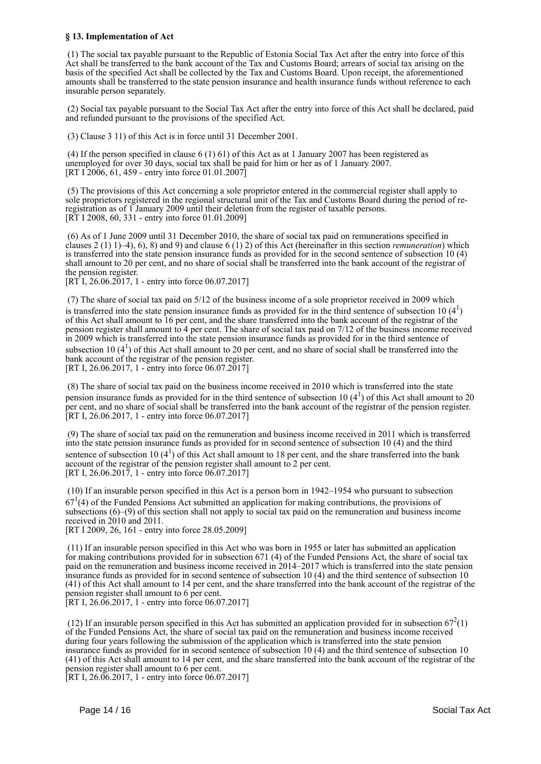**§ 13. Implementation of Act**

(1) The social tax payable pursuant to the Republic of Estonia Social Tax Act after the entry into force of this Act shall be transferred to the bank account of the Tax and Customs Board; arrears of social tax arising on the basis of the specified Act shall be collected by the Tax and Customs Board. Upon receipt, the aforementioned amounts shall be transferred to the state pension insurance and health insurance funds without reference to each insurable person separately.

(2) Social tax payable pursuant to the Social Tax Act after the entry into force of this Act shall be declared, paid and refunded pursuant to the provisions of the specified Act.

(3) Clause 3 11) of this Act is in force until 31 December 2001.

(4) If the person specified in clause 6 (1) 61) of this Act as at 1 January 2007 has been registered as unemployed for over 30 days, social tax shall be paid for him or her as of 1 January 2007.
[RT I 2006, 61, 459 - entry into force 01.01.2007]

(5) The provisions of this Act concerning a sole proprietor entered in the commercial register shall apply to sole proprietors registered in the regional structural unit of the Tax and Customs Board during the period of re-registration as of 1 January 2009 until their deletion from the register of taxable persons.
[RT I 2008, 60, 331 - entry into force 01.01.2009]

(6) As of 1 June 2009 until 31 December 2010, the share of social tax paid on remunerations specified in clauses 2 (1) 1)–4), 6), 8) and 9) and clause 6 (1) 2) of this Act (hereinafter in this section *remuneration*) which is transferred into the state pension insurance funds as provided for in the second sentence of subsection 10 (4) shall amount to 20 per cent, and no share of social shall be transferred into the bank account of the registrar of the pension register.
[RT I, 26.06.2017, 1 - entry into force 06.07.2017]

(7) The share of social tax paid on 5/12 of the business income of a sole proprietor received in 2009 which is transferred into the state pension insurance funds as provided for in the third sentence of subsection 10 ($4^1$) of this Act shall amount to 16 per cent, and the share transferred into the bank account of the registrar of the pension register shall amount to 4 per cent. The share of social tax paid on 7/12 of the business income received in 2009 which is transferred into the state pension insurance funds as provided for in the third sentence of subsection 10 ($4^1$) of this Act shall amount to 20 per cent, and no share of social shall be transferred into the bank account of the registrar of the pension register.
[RT I, 26.06.2017, 1 - entry into force 06.07.2017]

(8) The share of social tax paid on the business income received in 2010 which is transferred into the state pension insurance funds as provided for in the third sentence of subsection 10 ($4^1$) of this Act shall amount to 20 per cent, and no share of social shall be transferred into the bank account of the registrar of the pension register.
[RT I, 26.06.2017, 1 - entry into force 06.07.2017]

(9) The share of social tax paid on the remuneration and business income received in 2011 which is transferred into the state pension insurance funds as provided for in second sentence of subsection 10 (4) and the third sentence of subsection 10 ($4^1$) of this Act shall amount to 18 per cent, and the share transferred into the bank account of the registrar of the pension register shall amount to 2 per cent.
[RT I, 26.06.2017, 1 - entry into force 06.07.2017]

(10) If an insurable person specified in this Act is a person born in 1942–1954 who pursuant to subsection $67^1$(4) of the Funded Pensions Act submitted an application for making contributions, the provisions of subsections (6)–(9) of this section shall not apply to social tax paid on the remuneration and business income received in 2010 and 2011.
[RT I 2009, 26, 161 - entry into force 28.05.2009]

(11) If an insurable person specified in this Act who was born in 1955 or later has submitted an application for making contributions provided for in subsection 671 (4) of the Funded Pensions Act, the share of social tax paid on the remuneration and business income received in 2014–2017 which is transferred into the state pension insurance funds as provided for in second sentence of subsection 10 (4) and the third sentence of subsection 10 (41) of this Act shall amount to 14 per cent, and the share transferred into the bank account of the registrar of the pension register shall amount to 6 per cent.
[RT I, 26.06.2017, 1 - entry into force 06.07.2017]

(12) If an insurable person specified in this Act has submitted an application provided for in subsection $67^2$(1) of the Funded Pensions Act, the share of social tax paid on the remuneration and business income received during four years following the submission of the application which is transferred into the state pension insurance funds as provided for in second sentence of subsection 10 (4) and the third sentence of subsection 10 (41) of this Act shall amount to 14 per cent, and the share transferred into the bank account of the registrar of the pension register shall amount to 6 per cent.
[RT I, 26.06.2017, 1 - entry into force 06.07.2017]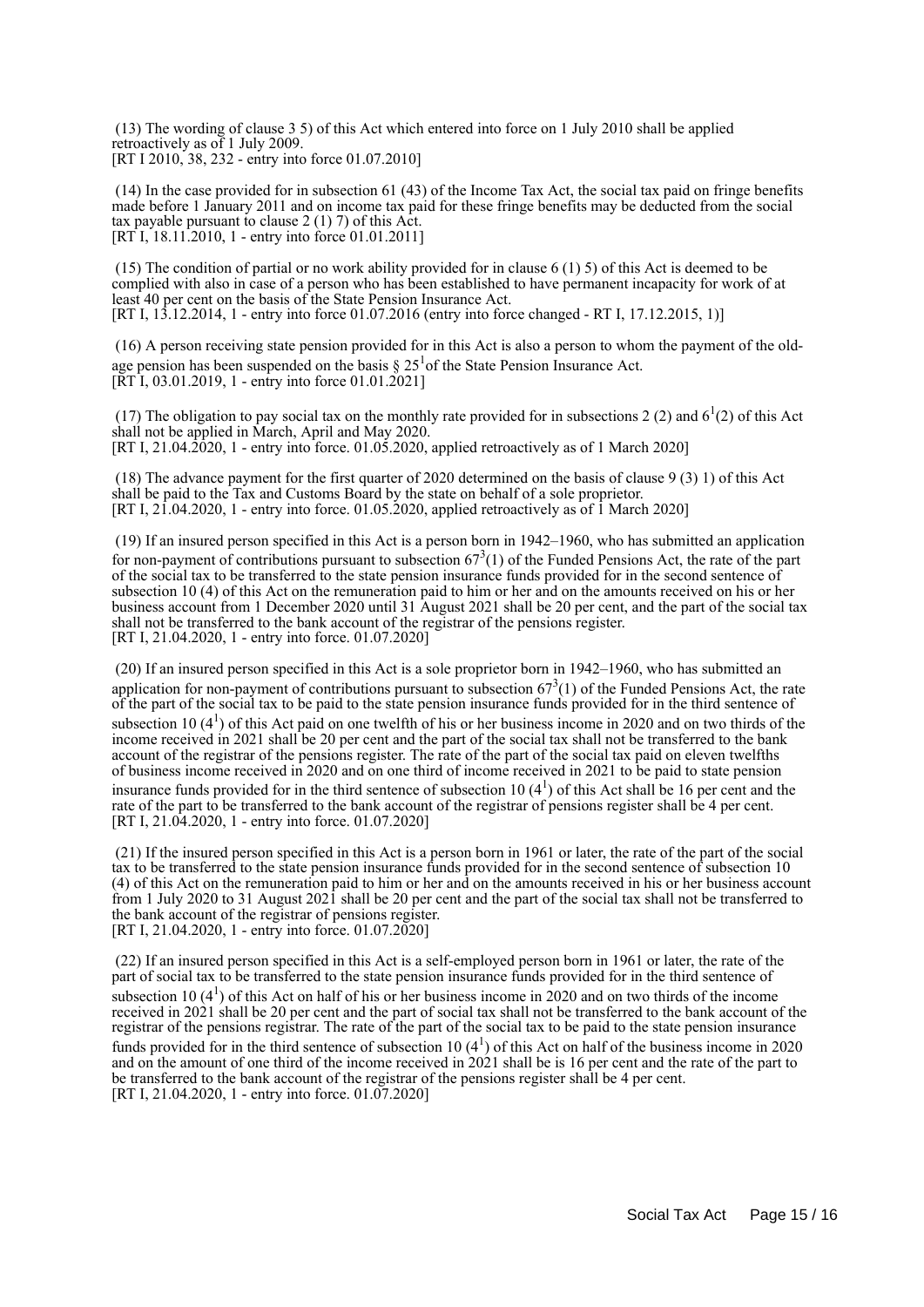(13) The wording of clause 3 5) of this Act which entered into force on 1 July 2010 shall be applied retroactively as of 1 July 2009.
[RT I 2010, 38, 232 - entry into force 01.07.2010]

(14) In the case provided for in subsection 61 (43) of the Income Tax Act, the social tax paid on fringe benefits made before 1 January 2011 and on income tax paid for these fringe benefits may be deducted from the social tax payable pursuant to clause 2 (1) 7) of this Act.
[RT I, 18.11.2010, 1 - entry into force 01.01.2011]

(15) The condition of partial or no work ability provided for in clause 6 (1) 5) of this Act is deemed to be complied with also in case of a person who has been established to have permanent incapacity for work of at least 40 per cent on the basis of the State Pension Insurance Act.
[RT I, 13.12.2014, 1 - entry into force 01.07.2016 (entry into force changed - RT I, 17.12.2015, 1)]

(16) A person receiving state pension provided for in this Act is also a person to whom the payment of the old-age pension has been suspended on the basis § $25^1$ of the State Pension Insurance Act.
[RT I, 03.01.2019, 1 - entry into force 01.01.2021]

(17) The obligation to pay social tax on the monthly rate provided for in subsections 2 (2) and $6^1$(2) of this Act shall not be applied in March, April and May 2020.
[RT I, 21.04.2020, 1 - entry into force. 01.05.2020, applied retroactively as of 1 March 2020]

(18) The advance payment for the first quarter of 2020 determined on the basis of clause 9 (3) 1) of this Act shall be paid to the Tax and Customs Board by the state on behalf of a sole proprietor.
[RT I, 21.04.2020, 1 - entry into force. 01.05.2020, applied retroactively as of 1 March 2020]

(19) If an insured person specified in this Act is a person born in 1942–1960, who has submitted an application for non-payment of contributions pursuant to subsection $67^3$(1) of the Funded Pensions Act, the rate of the part of the social tax to be transferred to the state pension insurance funds provided for in the second sentence of subsection 10 (4) of this Act on the remuneration paid to him or her and on the amounts received on his or her business account from 1 December 2020 until 31 August 2021 shall be 20 per cent, and the part of the social tax shall not be transferred to the bank account of the registrar of the pensions register.
[RT I, 21.04.2020, 1 - entry into force. 01.07.2020]

(20) If an insured person specified in this Act is a sole proprietor born in 1942–1960, who has submitted an application for non-payment of contributions pursuant to subsection $67^3$(1) of the Funded Pensions Act, the rate of the part of the social tax to be paid to the state pension insurance funds provided for in the third sentence of subsection 10 ($4^1$) of this Act paid on one twelfth of his or her business income in 2020 and on two thirds of the income received in 2021 shall be 20 per cent and the part of the social tax shall not be transferred to the bank account of the registrar of the pensions register. The rate of the part of the social tax paid on eleven twelfths of business income received in 2020 and on one third of income received in 2021 to be paid to state pension insurance funds provided for in the third sentence of subsection 10 ($4^1$) of this Act shall be 16 per cent and the rate of the part to be transferred to the bank account of the registrar of pensions register shall be 4 per cent.
[RT I, 21.04.2020, 1 - entry into force. 01.07.2020]

(21) If the insured person specified in this Act is a person born in 1961 or later, the rate of the part of the social tax to be transferred to the state pension insurance funds provided for in the second sentence of subsection 10 (4) of this Act on the remuneration paid to him or her and on the amounts received in his or her business account from 1 July 2020 to 31 August 2021 shall be 20 per cent and the part of the social tax shall not be transferred to the bank account of the registrar of pensions register.
[RT I, 21.04.2020, 1 - entry into force. 01.07.2020]

(22) If an insured person specified in this Act is a self-employed person born in 1961 or later, the rate of the part of social tax to be transferred to the state pension insurance funds provided for in the third sentence of subsection 10 ($4^1$) of this Act on half of his or her business income in 2020 and on two thirds of the income received in 2021 shall be 20 per cent and the part of social tax shall not be transferred to the bank account of the registrar of the pensions registrar. The rate of the part of the social tax to be paid to the state pension insurance funds provided for in the third sentence of subsection 10 ($4^1$) of this Act on half of the business income in 2020 and on the amount of one third of the income received in 2021 shall be is 16 per cent and the rate of the part to be transferred to the bank account of the registrar of the pensions register shall be 4 per cent.
[RT I, 21.04.2020, 1 - entry into force. 01.07.2020]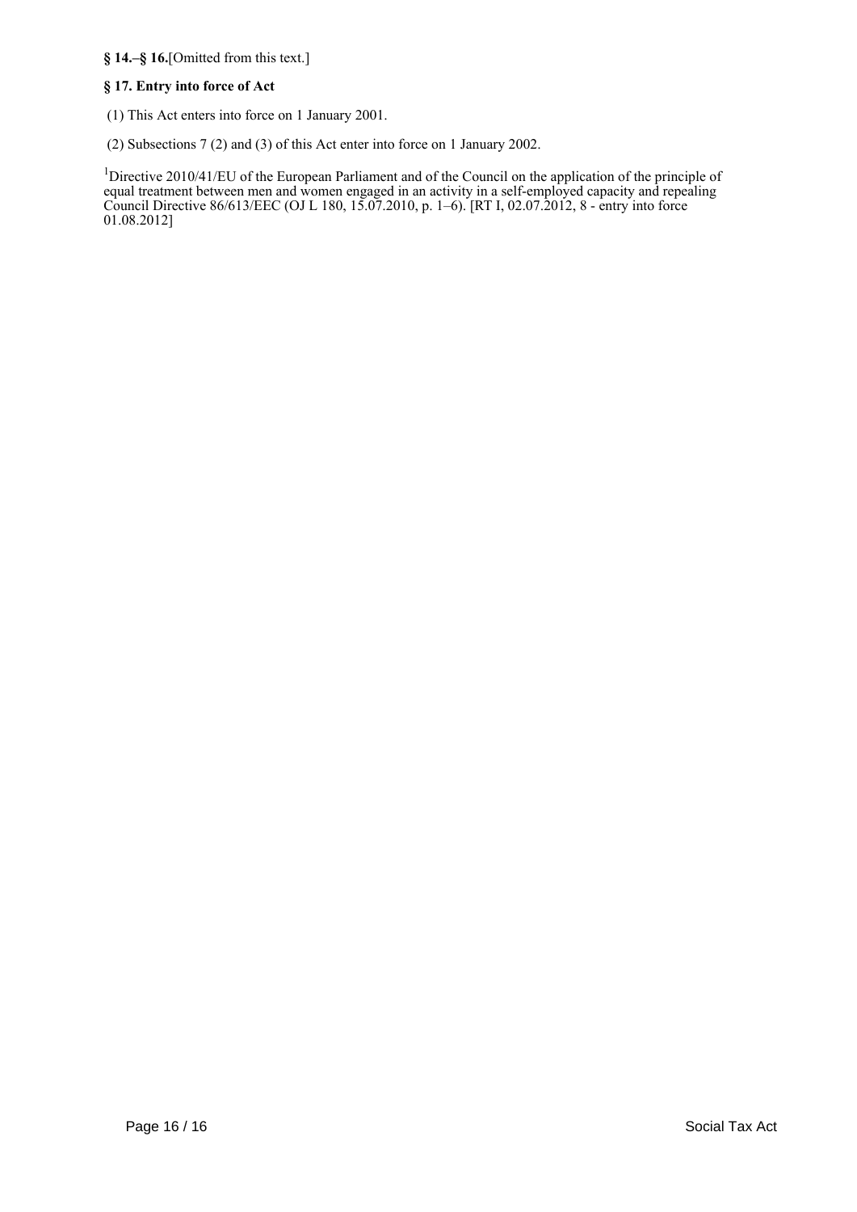**§ 14.–§ 16.**[Omitted from this text.]

**§ 17. Entry into force of Act**

(1) This Act enters into force on 1 January 2001.

(2) Subsections 7 (2) and (3) of this Act enter into force on 1 January 2002.

[1]Directive 2010/41/EU of the European Parliament and of the Council on the application of the principle of equal treatment between men and women engaged in an activity in a self-employed capacity and repealing Council Directive 86/613/EEC (OJ L 180, 15.07.2010, p. 1–6). [RT I, 02.07.2012, 8 - entry into force 01.08.2012]